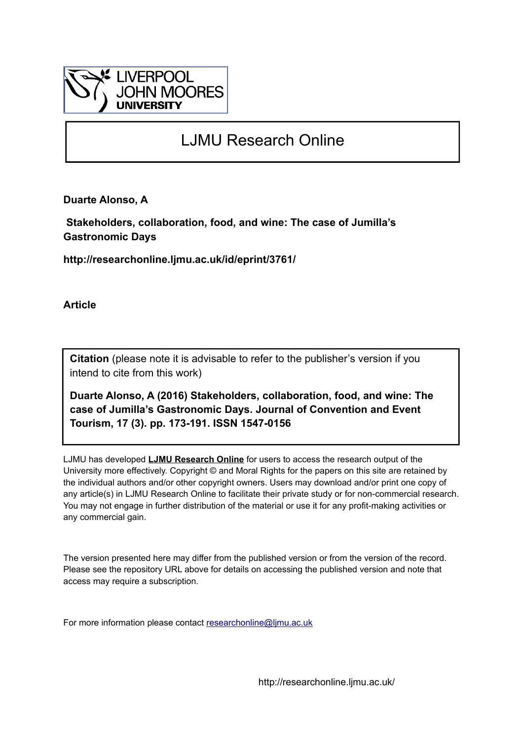LIVERPOOL JOHN MOORES UNIVERSITY

# LJMU Research Online

**Duarte Alonso, A**

**Stakeholders, collaboration, food, and wine: The case of Jumilla's Gastronomic Days**

**http://researchonline.ljmu.ac.uk/id/eprint/3761/**

**Article**

**Citation** (please note it is advisable to refer to the publisher's version if you intend to cite from this work)

**Duarte Alonso, A (2016) Stakeholders, collaboration, food, and wine: The case of Jumilla's Gastronomic Days. Journal of Convention and Event Tourism, 17 (3). pp. 173-191. ISSN 1547-0156**

LJMU has developed **LJMU Research Online** for users to access the research output of the University more effectively. Copyright © and Moral Rights for the papers on this site are retained by the individual authors and/or other copyright owners. Users may download and/or print one copy of any article(s) in LJMU Research Online to facilitate their private study or for non-commercial research. You may not engage in further distribution of the material or use it for any profit-making activities or any commercial gain.

The version presented here may differ from the published version or from the version of the record. Please see the repository URL above for details on accessing the published version and note that access may require a subscription.

For more information please contact researchonline@ljmu.ac.uk

http://researchonline.ljmu.ac.uk/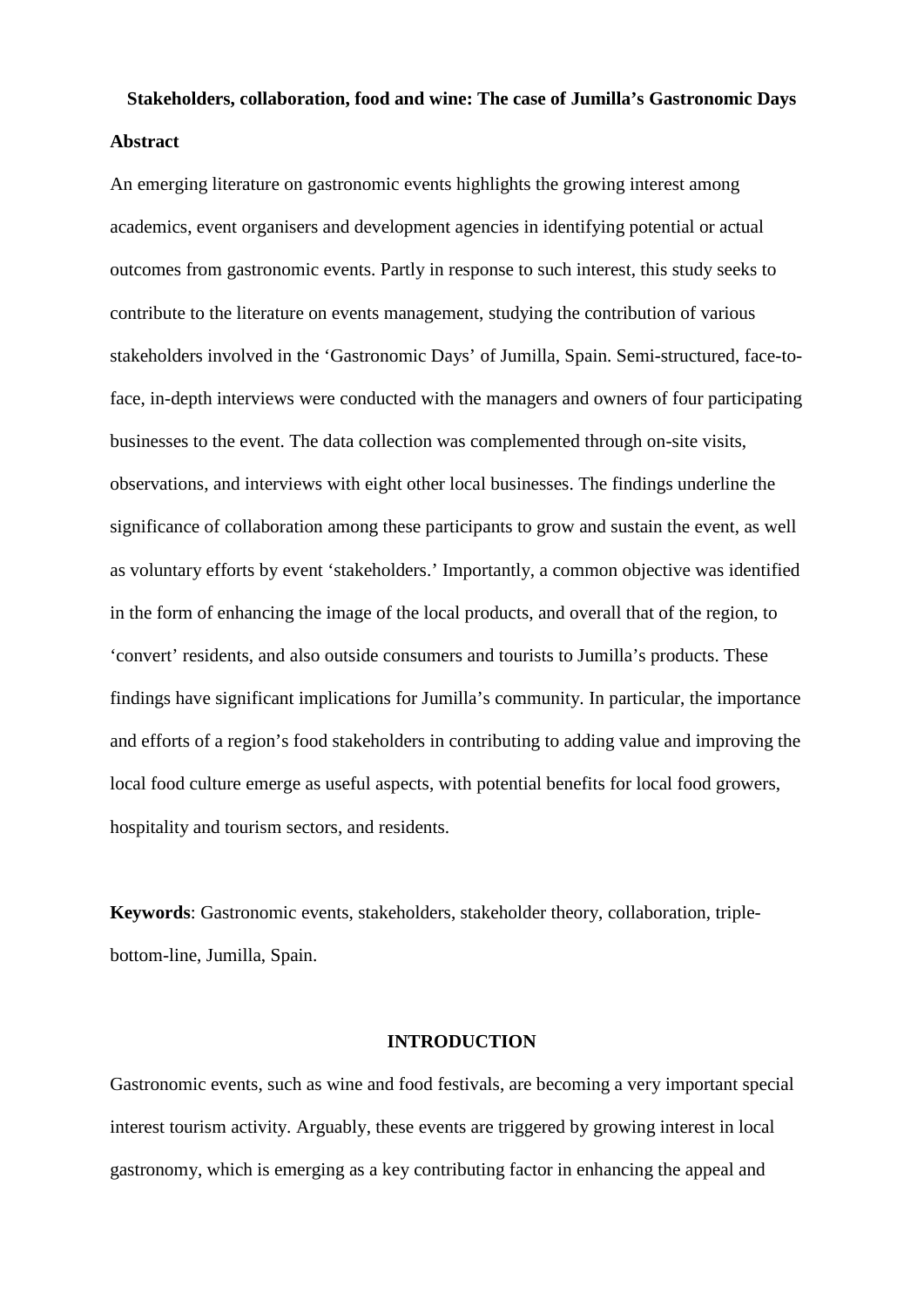**Stakeholders, collaboration, food and wine: The case of Jumilla's Gastronomic Days**

**Abstract**

An emerging literature on gastronomic events highlights the growing interest among academics, event organisers and development agencies in identifying potential or actual outcomes from gastronomic events. Partly in response to such interest, this study seeks to contribute to the literature on events management, studying the contribution of various stakeholders involved in the 'Gastronomic Days' of Jumilla, Spain. Semi-structured, face-to-face, in-depth interviews were conducted with the managers and owners of four participating businesses to the event. The data collection was complemented through on-site visits, observations, and interviews with eight other local businesses. The findings underline the significance of collaboration among these participants to grow and sustain the event, as well as voluntary efforts by event 'stakeholders.' Importantly, a common objective was identified in the form of enhancing the image of the local products, and overall that of the region, to 'convert' residents, and also outside consumers and tourists to Jumilla's products. These findings have significant implications for Jumilla's community. In particular, the importance and efforts of a region's food stakeholders in contributing to adding value and improving the local food culture emerge as useful aspects, with potential benefits for local food growers, hospitality and tourism sectors, and residents.

**Keywords**: Gastronomic events, stakeholders, stakeholder theory, collaboration, triple-bottom-line, Jumilla, Spain.

## INTRODUCTION

Gastronomic events, such as wine and food festivals, are becoming a very important special interest tourism activity. Arguably, these events are triggered by growing interest in local gastronomy, which is emerging as a key contributing factor in enhancing the appeal and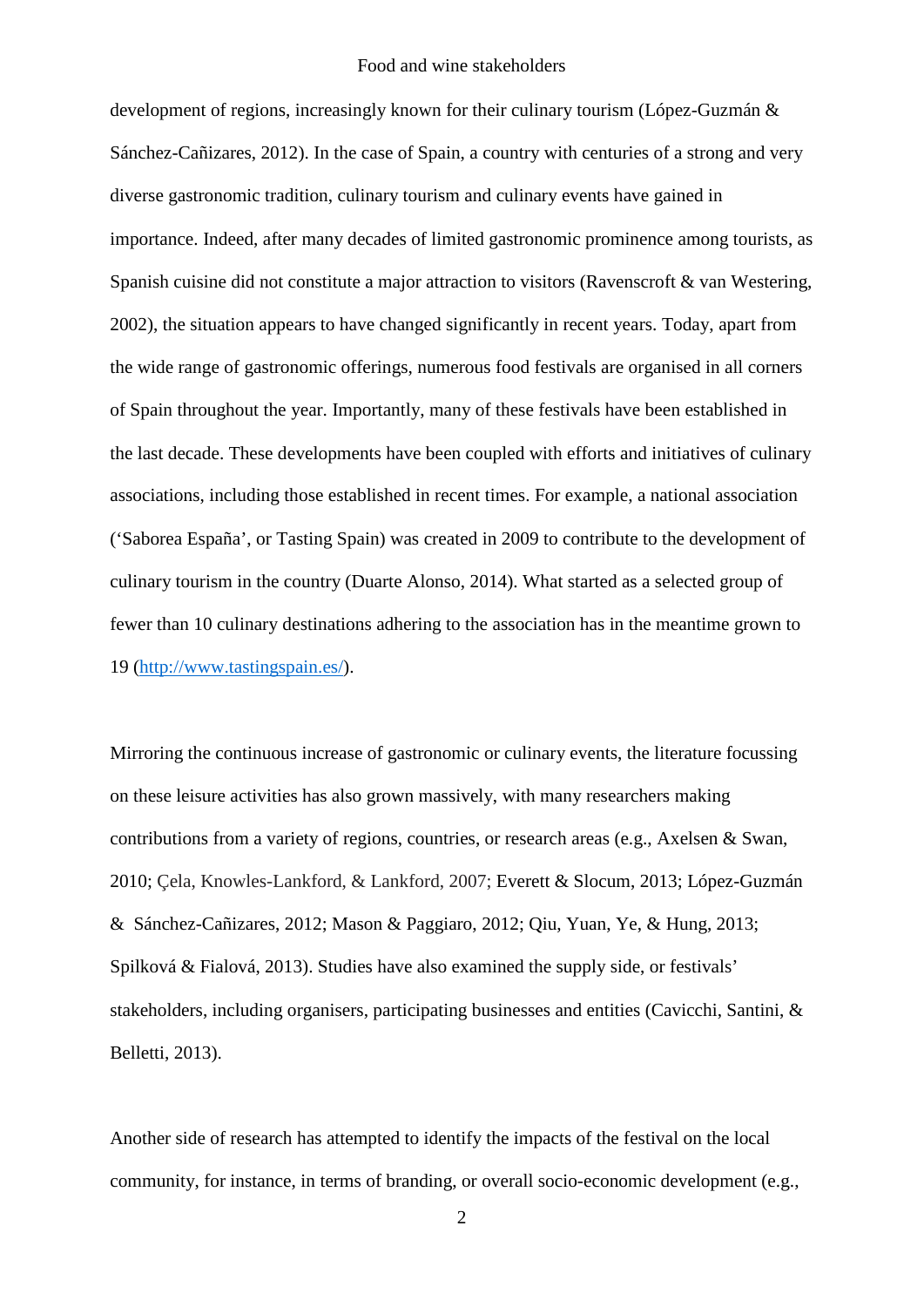development of regions, increasingly known for their culinary tourism (López-Guzmán & Sánchez-Cañizares, 2012). In the case of Spain, a country with centuries of a strong and very diverse gastronomic tradition, culinary tourism and culinary events have gained in importance. Indeed, after many decades of limited gastronomic prominence among tourists, as Spanish cuisine did not constitute a major attraction to visitors (Ravenscroft & van Westering, 2002), the situation appears to have changed significantly in recent years. Today, apart from the wide range of gastronomic offerings, numerous food festivals are organised in all corners of Spain throughout the year. Importantly, many of these festivals have been established in the last decade. These developments have been coupled with efforts and initiatives of culinary associations, including those established in recent times. For example, a national association ('Saborea España', or Tasting Spain) was created in 2009 to contribute to the development of culinary tourism in the country (Duarte Alonso, 2014). What started as a selected group of fewer than 10 culinary destinations adhering to the association has in the meantime grown to 19 (http://www.tastingspain.es/).

Mirroring the continuous increase of gastronomic or culinary events, the literature focussing on these leisure activities has also grown massively, with many researchers making contributions from a variety of regions, countries, or research areas (e.g., Axelsen & Swan, 2010; Çela, Knowles-Lankford, & Lankford, 2007; Everett & Slocum, 2013; López-Guzmán & Sánchez-Cañizares, 2012; Mason & Paggiaro, 2012; Qiu, Yuan, Ye, & Hung, 2013; Spilková & Fialová, 2013). Studies have also examined the supply side, or festivals' stakeholders, including organisers, participating businesses and entities (Cavicchi, Santini, & Belletti, 2013).

Another side of research has attempted to identify the impacts of the festival on the local community, for instance, in terms of branding, or overall socio-economic development (e.g.,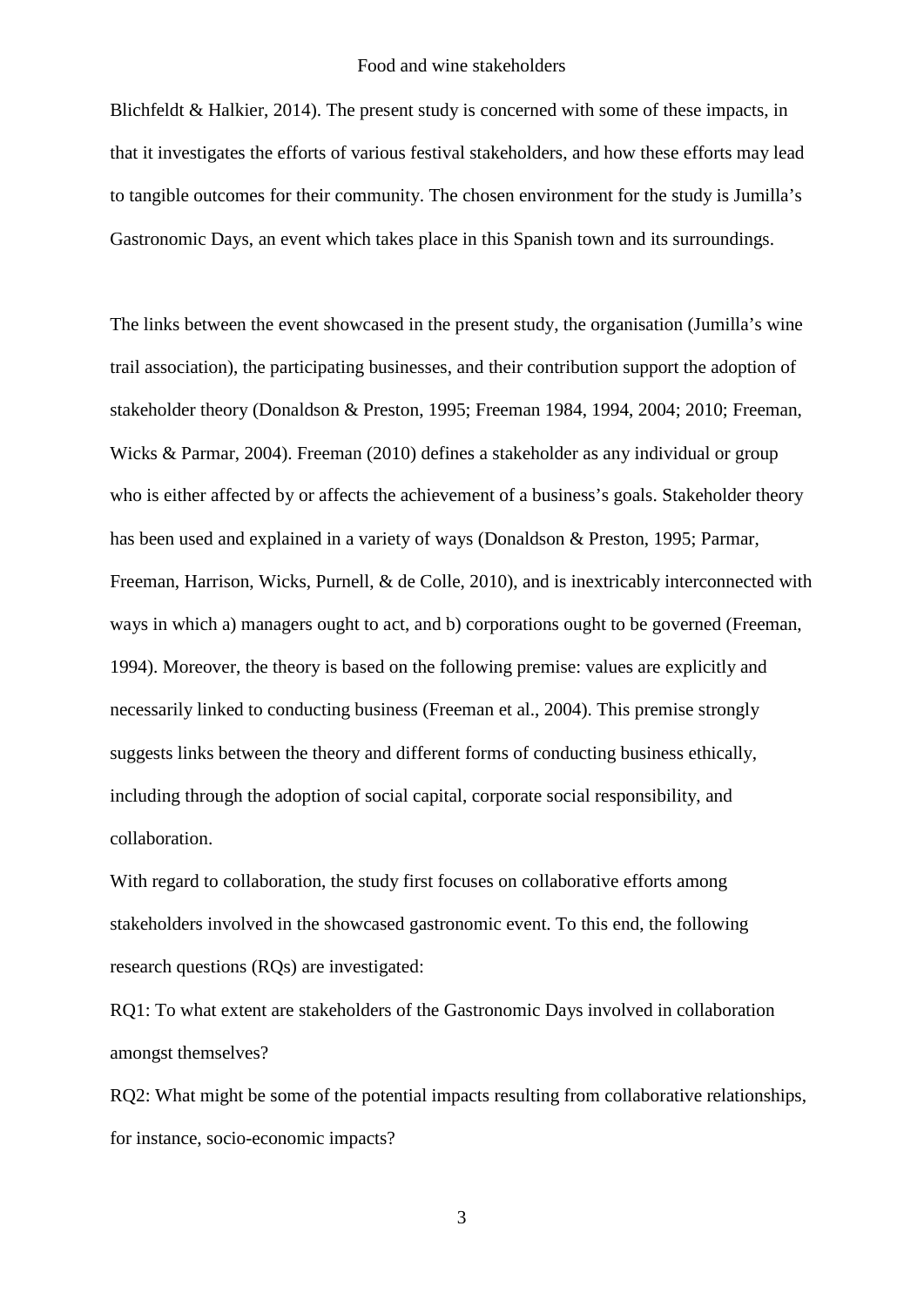Blichfeldt & Halkier, 2014). The present study is concerned with some of these impacts, in that it investigates the efforts of various festival stakeholders, and how these efforts may lead to tangible outcomes for their community. The chosen environment for the study is Jumilla's Gastronomic Days, an event which takes place in this Spanish town and its surroundings.

The links between the event showcased in the present study, the organisation (Jumilla's wine trail association), the participating businesses, and their contribution support the adoption of stakeholder theory (Donaldson & Preston, 1995; Freeman 1984, 1994, 2004; 2010; Freeman, Wicks & Parmar, 2004). Freeman (2010) defines a stakeholder as any individual or group who is either affected by or affects the achievement of a business's goals. Stakeholder theory has been used and explained in a variety of ways (Donaldson & Preston, 1995; Parmar, Freeman, Harrison, Wicks, Purnell, & de Colle, 2010), and is inextricably interconnected with ways in which a) managers ought to act, and b) corporations ought to be governed (Freeman, 1994). Moreover, the theory is based on the following premise: values are explicitly and necessarily linked to conducting business (Freeman et al., 2004). This premise strongly suggests links between the theory and different forms of conducting business ethically, including through the adoption of social capital, corporate social responsibility, and collaboration.

With regard to collaboration, the study first focuses on collaborative efforts among stakeholders involved in the showcased gastronomic event. To this end, the following research questions (RQs) are investigated:

RQ1: To what extent are stakeholders of the Gastronomic Days involved in collaboration amongst themselves?

RQ2: What might be some of the potential impacts resulting from collaborative relationships, for instance, socio-economic impacts?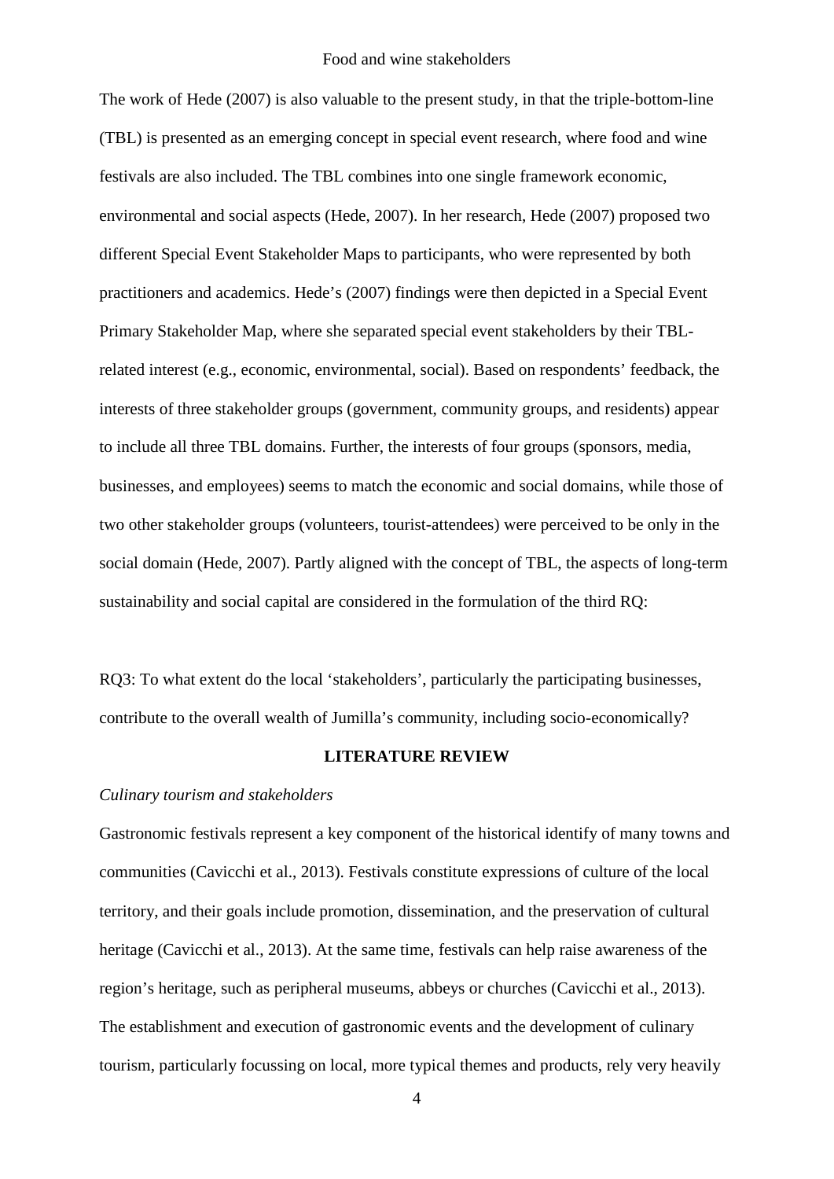The work of Hede (2007) is also valuable to the present study, in that the triple-bottom-line (TBL) is presented as an emerging concept in special event research, where food and wine festivals are also included. The TBL combines into one single framework economic, environmental and social aspects (Hede, 2007). In her research, Hede (2007) proposed two different Special Event Stakeholder Maps to participants, who were represented by both practitioners and academics. Hede's (2007) findings were then depicted in a Special Event Primary Stakeholder Map, where she separated special event stakeholders by their TBL-related interest (e.g., economic, environmental, social). Based on respondents' feedback, the interests of three stakeholder groups (government, community groups, and residents) appear to include all three TBL domains. Further, the interests of four groups (sponsors, media, businesses, and employees) seems to match the economic and social domains, while those of two other stakeholder groups (volunteers, tourist-attendees) were perceived to be only in the social domain (Hede, 2007). Partly aligned with the concept of TBL, the aspects of long-term sustainability and social capital are considered in the formulation of the third RQ:

RQ3: To what extent do the local 'stakeholders', particularly the participating businesses, contribute to the overall wealth of Jumilla's community, including socio-economically?

## LITERATURE REVIEW

### *Culinary tourism and stakeholders*

Gastronomic festivals represent a key component of the historical identify of many towns and communities (Cavicchi et al., 2013). Festivals constitute expressions of culture of the local territory, and their goals include promotion, dissemination, and the preservation of cultural heritage (Cavicchi et al., 2013). At the same time, festivals can help raise awareness of the region's heritage, such as peripheral museums, abbeys or churches (Cavicchi et al., 2013). The establishment and execution of gastronomic events and the development of culinary tourism, particularly focussing on local, more typical themes and products, rely very heavily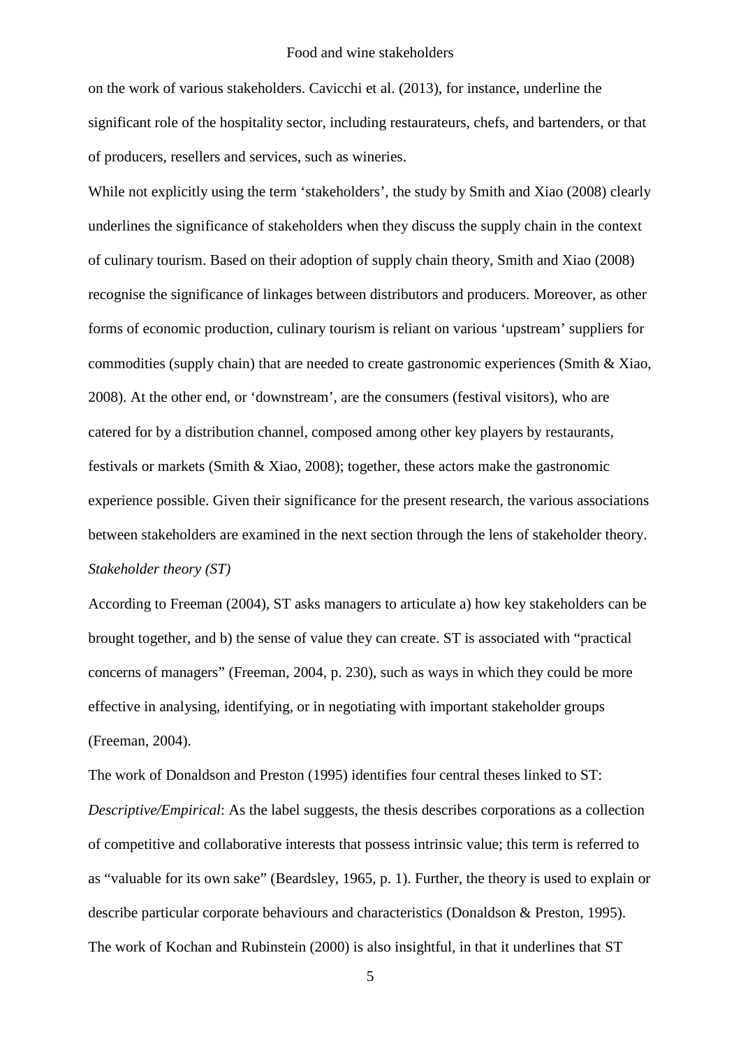on the work of various stakeholders. Cavicchi et al. (2013), for instance, underline the significant role of the hospitality sector, including restaurateurs, chefs, and bartenders, or that of producers, resellers and services, such as wineries.

While not explicitly using the term 'stakeholders', the study by Smith and Xiao (2008) clearly underlines the significance of stakeholders when they discuss the supply chain in the context of culinary tourism. Based on their adoption of supply chain theory, Smith and Xiao (2008) recognise the significance of linkages between distributors and producers. Moreover, as other forms of economic production, culinary tourism is reliant on various 'upstream' suppliers for commodities (supply chain) that are needed to create gastronomic experiences (Smith & Xiao, 2008). At the other end, or 'downstream', are the consumers (festival visitors), who are catered for by a distribution channel, composed among other key players by restaurants, festivals or markets (Smith & Xiao, 2008); together, these actors make the gastronomic experience possible. Given their significance for the present research, the various associations between stakeholders are examined in the next section through the lens of stakeholder theory.

*Stakeholder theory (ST)*

According to Freeman (2004), ST asks managers to articulate a) how key stakeholders can be brought together, and b) the sense of value they can create. ST is associated with "practical concerns of managers" (Freeman, 2004, p. 230), such as ways in which they could be more effective in analysing, identifying, or in negotiating with important stakeholder groups (Freeman, 2004).

The work of Donaldson and Preston (1995) identifies four central theses linked to ST:

*Descriptive/Empirical*: As the label suggests, the thesis describes corporations as a collection of competitive and collaborative interests that possess intrinsic value; this term is referred to as "valuable for its own sake" (Beardsley, 1965, p. 1). Further, the theory is used to explain or describe particular corporate behaviours and characteristics (Donaldson & Preston, 1995). The work of Kochan and Rubinstein (2000) is also insightful, in that it underlines that ST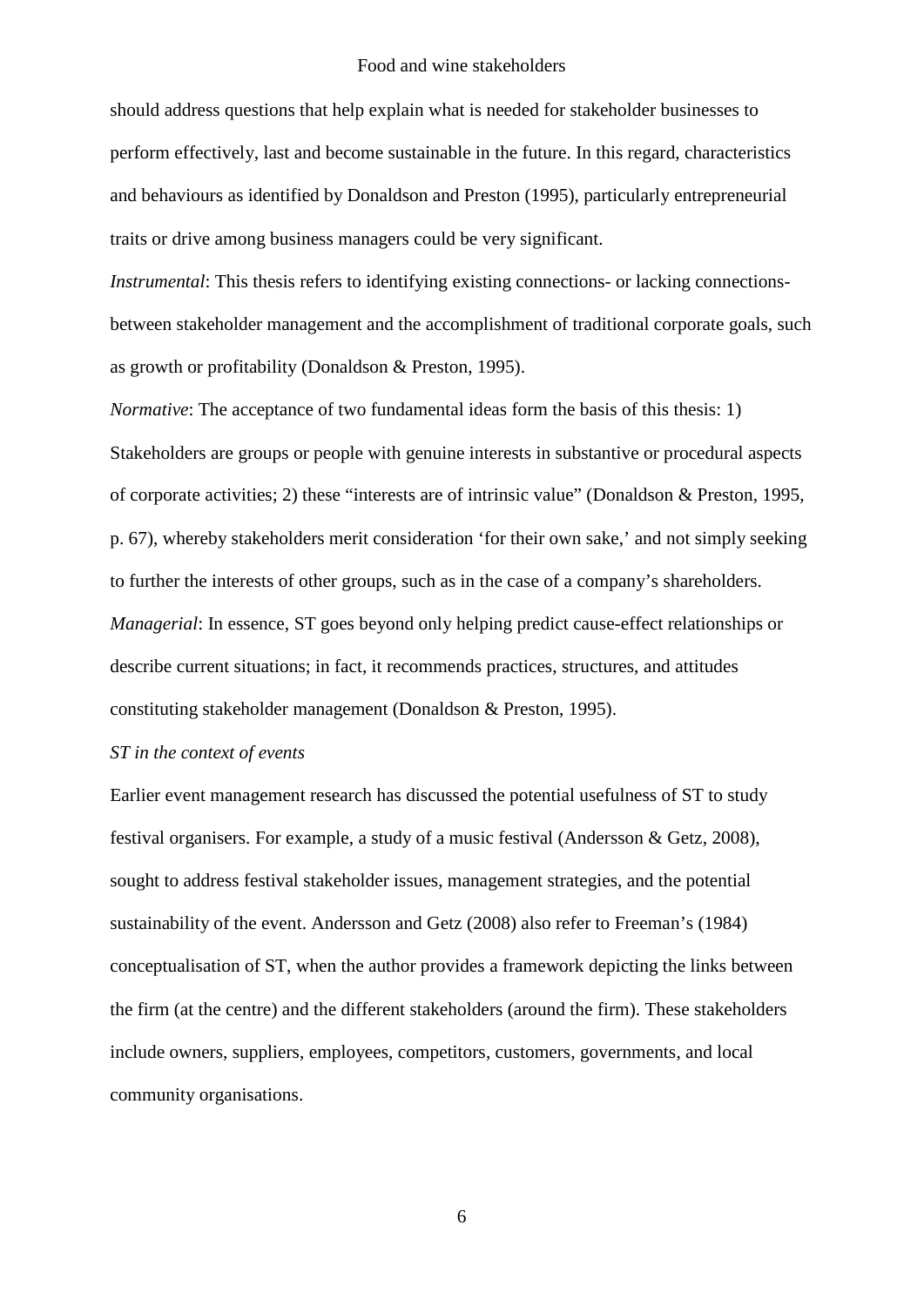should address questions that help explain what is needed for stakeholder businesses to perform effectively, last and become sustainable in the future. In this regard, characteristics and behaviours as identified by Donaldson and Preston (1995), particularly entrepreneurial traits or drive among business managers could be very significant.

*Instrumental*: This thesis refers to identifying existing connections- or lacking connections- between stakeholder management and the accomplishment of traditional corporate goals, such as growth or profitability (Donaldson & Preston, 1995).

*Normative*: The acceptance of two fundamental ideas form the basis of this thesis: 1) Stakeholders are groups or people with genuine interests in substantive or procedural aspects of corporate activities; 2) these "interests are of intrinsic value" (Donaldson & Preston, 1995, p. 67), whereby stakeholders merit consideration 'for their own sake,' and not simply seeking to further the interests of other groups, such as in the case of a company's shareholders.

*Managerial*: In essence, ST goes beyond only helping predict cause-effect relationships or describe current situations; in fact, it recommends practices, structures, and attitudes constituting stakeholder management (Donaldson & Preston, 1995).

*ST in the context of events*

Earlier event management research has discussed the potential usefulness of ST to study festival organisers. For example, a study of a music festival (Andersson & Getz, 2008), sought to address festival stakeholder issues, management strategies, and the potential sustainability of the event. Andersson and Getz (2008) also refer to Freeman's (1984) conceptualisation of ST, when the author provides a framework depicting the links between the firm (at the centre) and the different stakeholders (around the firm). These stakeholders include owners, suppliers, employees, competitors, customers, governments, and local community organisations.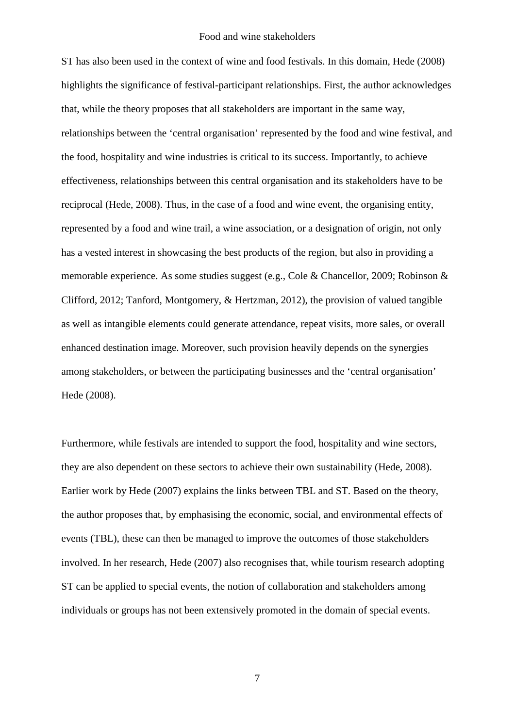ST has also been used in the context of wine and food festivals. In this domain, Hede (2008) highlights the significance of festival-participant relationships. First, the author acknowledges that, while the theory proposes that all stakeholders are important in the same way, relationships between the 'central organisation' represented by the food and wine festival, and the food, hospitality and wine industries is critical to its success. Importantly, to achieve effectiveness, relationships between this central organisation and its stakeholders have to be reciprocal (Hede, 2008). Thus, in the case of a food and wine event, the organising entity, represented by a food and wine trail, a wine association, or a designation of origin, not only has a vested interest in showcasing the best products of the region, but also in providing a memorable experience. As some studies suggest (e.g., Cole & Chancellor, 2009; Robinson & Clifford, 2012; Tanford, Montgomery, & Hertzman, 2012), the provision of valued tangible as well as intangible elements could generate attendance, repeat visits, more sales, or overall enhanced destination image. Moreover, such provision heavily depends on the synergies among stakeholders, or between the participating businesses and the 'central organisation' Hede (2008).

Furthermore, while festivals are intended to support the food, hospitality and wine sectors, they are also dependent on these sectors to achieve their own sustainability (Hede, 2008). Earlier work by Hede (2007) explains the links between TBL and ST. Based on the theory, the author proposes that, by emphasising the economic, social, and environmental effects of events (TBL), these can then be managed to improve the outcomes of those stakeholders involved. In her research, Hede (2007) also recognises that, while tourism research adopting ST can be applied to special events, the notion of collaboration and stakeholders among individuals or groups has not been extensively promoted in the domain of special events.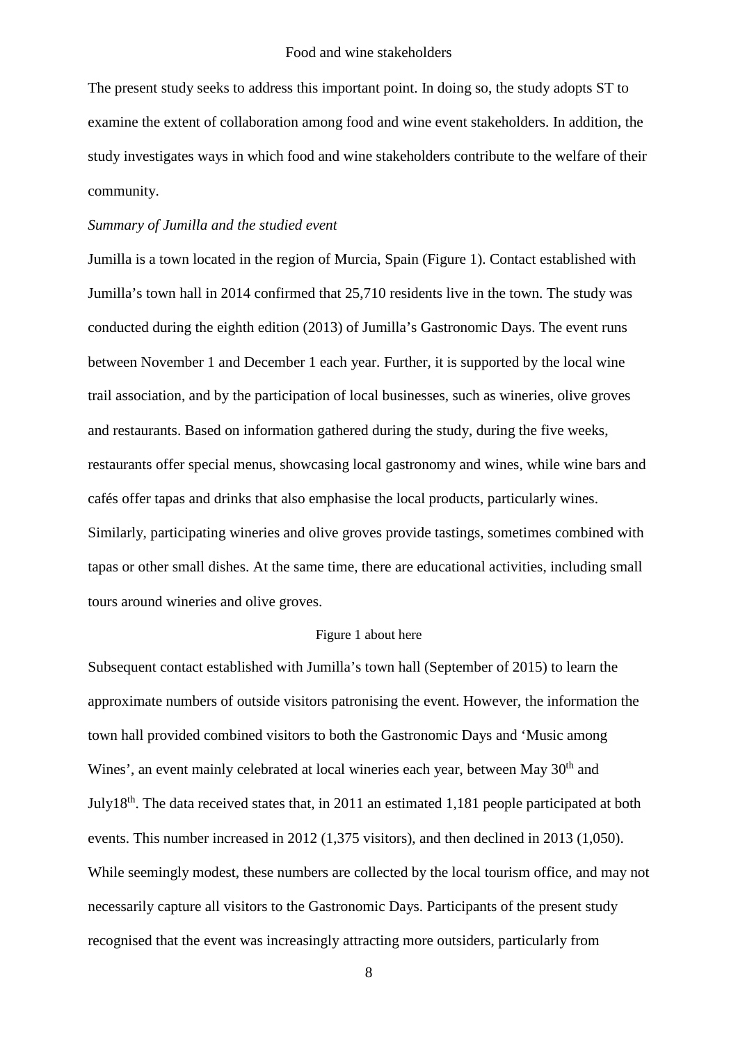The present study seeks to address this important point. In doing so, the study adopts ST to examine the extent of collaboration among food and wine event stakeholders. In addition, the study investigates ways in which food and wine stakeholders contribute to the welfare of their community.

*Summary of Jumilla and the studied event*

Jumilla is a town located in the region of Murcia, Spain (Figure 1). Contact established with Jumilla's town hall in 2014 confirmed that 25,710 residents live in the town. The study was conducted during the eighth edition (2013) of Jumilla's Gastronomic Days. The event runs between November 1 and December 1 each year. Further, it is supported by the local wine trail association, and by the participation of local businesses, such as wineries, olive groves and restaurants. Based on information gathered during the study, during the five weeks, restaurants offer special menus, showcasing local gastronomy and wines, while wine bars and cafés offer tapas and drinks that also emphasise the local products, particularly wines. Similarly, participating wineries and olive groves provide tastings, sometimes combined with tapas or other small dishes. At the same time, there are educational activities, including small tours around wineries and olive groves.

Figure 1 about here

Subsequent contact established with Jumilla's town hall (September of 2015) to learn the approximate numbers of outside visitors patronising the event. However, the information the town hall provided combined visitors to both the Gastronomic Days and 'Music among Wines', an event mainly celebrated at local wineries each year, between May 30th and July18th. The data received states that, in 2011 an estimated 1,181 people participated at both events. This number increased in 2012 (1,375 visitors), and then declined in 2013 (1,050). While seemingly modest, these numbers are collected by the local tourism office, and may not necessarily capture all visitors to the Gastronomic Days. Participants of the present study recognised that the event was increasingly attracting more outsiders, particularly from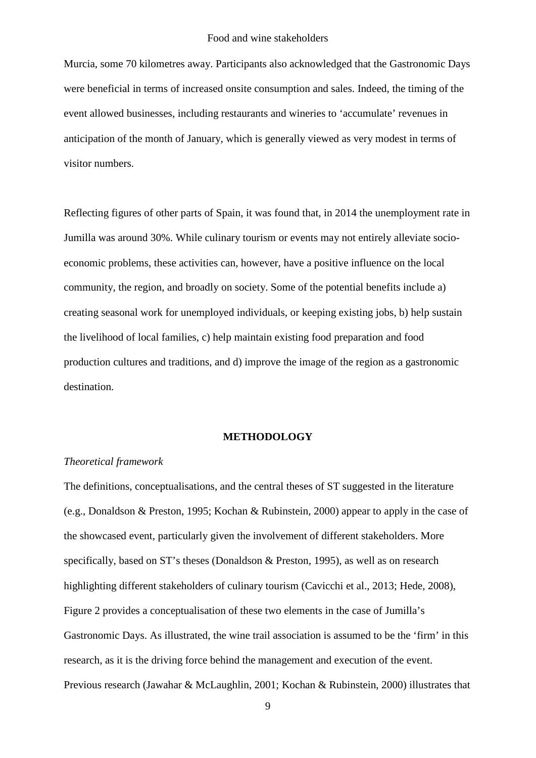Murcia, some 70 kilometres away. Participants also acknowledged that the Gastronomic Days were beneficial in terms of increased onsite consumption and sales. Indeed, the timing of the event allowed businesses, including restaurants and wineries to 'accumulate' revenues in anticipation of the month of January, which is generally viewed as very modest in terms of visitor numbers.

Reflecting figures of other parts of Spain, it was found that, in 2014 the unemployment rate in Jumilla was around 30%. While culinary tourism or events may not entirely alleviate socio-economic problems, these activities can, however, have a positive influence on the local community, the region, and broadly on society. Some of the potential benefits include a) creating seasonal work for unemployed individuals, or keeping existing jobs, b) help sustain the livelihood of local families, c) help maintain existing food preparation and food production cultures and traditions, and d) improve the image of the region as a gastronomic destination.

## METHODOLOGY

### *Theoretical framework*

The definitions, conceptualisations, and the central theses of ST suggested in the literature (e.g., Donaldson & Preston, 1995; Kochan & Rubinstein, 2000) appear to apply in the case of the showcased event, particularly given the involvement of different stakeholders. More specifically, based on ST's theses (Donaldson & Preston, 1995), as well as on research highlighting different stakeholders of culinary tourism (Cavicchi et al., 2013; Hede, 2008), Figure 2 provides a conceptualisation of these two elements in the case of Jumilla's Gastronomic Days. As illustrated, the wine trail association is assumed to be the 'firm' in this research, as it is the driving force behind the management and execution of the event. Previous research (Jawahar & McLaughlin, 2001; Kochan & Rubinstein, 2000) illustrates that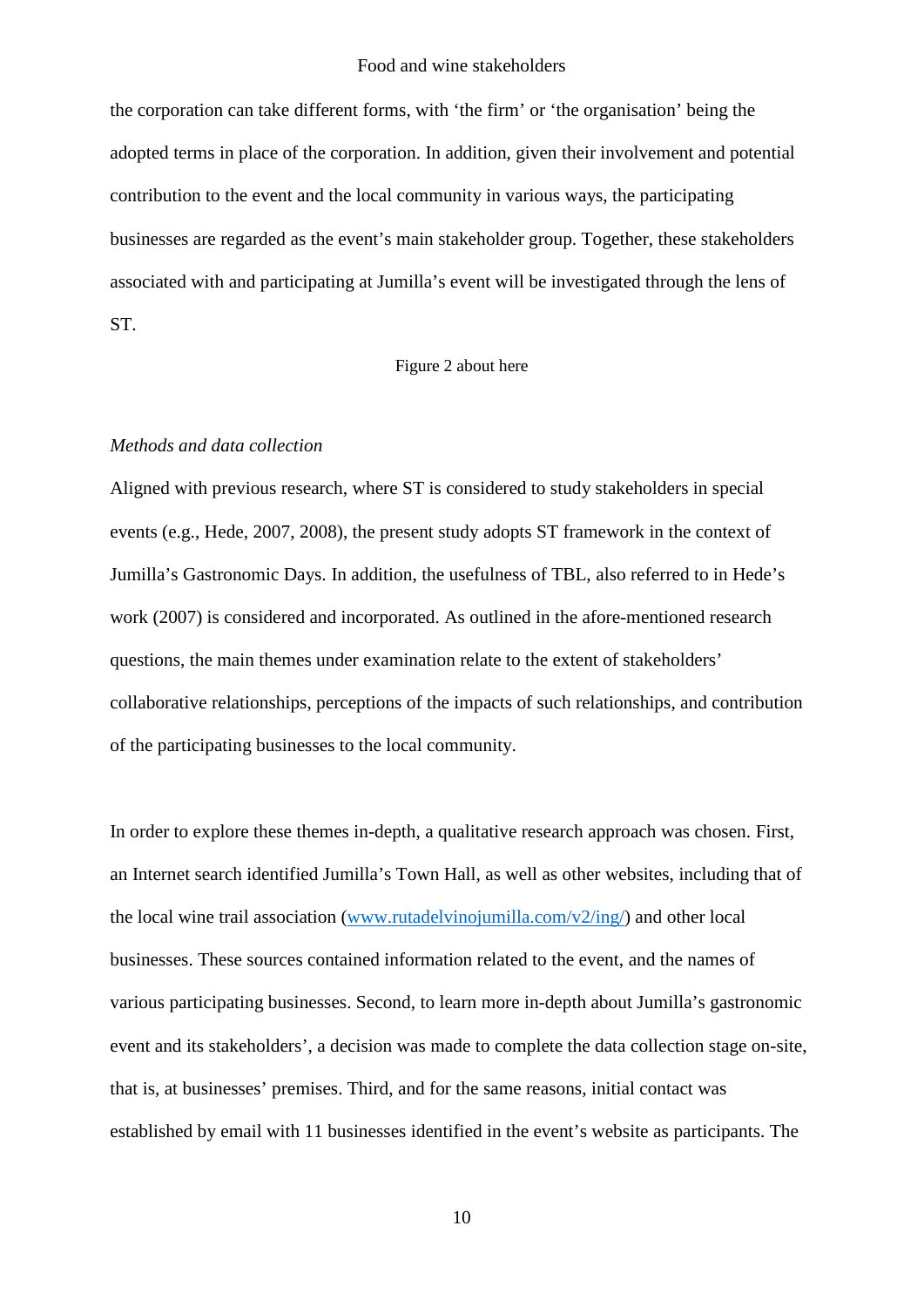the corporation can take different forms, with 'the firm' or 'the organisation' being the adopted terms in place of the corporation. In addition, given their involvement and potential contribution to the event and the local community in various ways, the participating businesses are regarded as the event's main stakeholder group. Together, these stakeholders associated with and participating at Jumilla's event will be investigated through the lens of ST.

Figure 2 about here

*Methods and data collection*

Aligned with previous research, where ST is considered to study stakeholders in special events (e.g., Hede, 2007, 2008), the present study adopts ST framework in the context of Jumilla's Gastronomic Days. In addition, the usefulness of TBL, also referred to in Hede's work (2007) is considered and incorporated. As outlined in the afore-mentioned research questions, the main themes under examination relate to the extent of stakeholders' collaborative relationships, perceptions of the impacts of such relationships, and contribution of the participating businesses to the local community.

In order to explore these themes in-depth, a qualitative research approach was chosen. First, an Internet search identified Jumilla's Town Hall, as well as other websites, including that of the local wine trail association (www.rutadelvinojumilla.com/v2/ing/) and other local businesses. These sources contained information related to the event, and the names of various participating businesses. Second, to learn more in-depth about Jumilla's gastronomic event and its stakeholders', a decision was made to complete the data collection stage on-site, that is, at businesses' premises. Third, and for the same reasons, initial contact was established by email with 11 businesses identified in the event's website as participants. The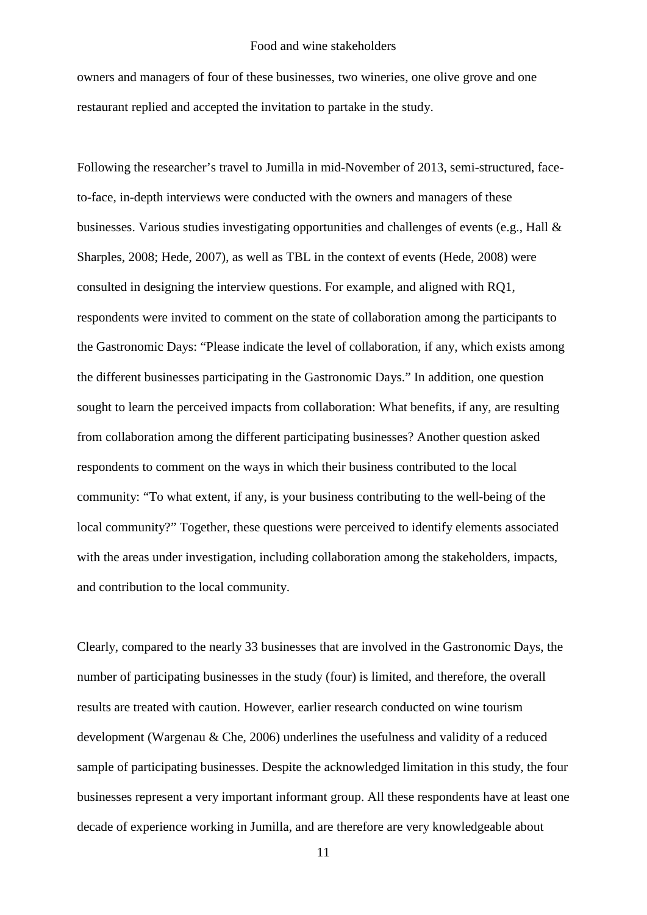owners and managers of four of these businesses, two wineries, one olive grove and one restaurant replied and accepted the invitation to partake in the study.

Following the researcher's travel to Jumilla in mid-November of 2013, semi-structured, face-to-face, in-depth interviews were conducted with the owners and managers of these businesses. Various studies investigating opportunities and challenges of events (e.g., Hall & Sharples, 2008; Hede, 2007), as well as TBL in the context of events (Hede, 2008) were consulted in designing the interview questions. For example, and aligned with RQ1, respondents were invited to comment on the state of collaboration among the participants to the Gastronomic Days: "Please indicate the level of collaboration, if any, which exists among the different businesses participating in the Gastronomic Days." In addition, one question sought to learn the perceived impacts from collaboration: What benefits, if any, are resulting from collaboration among the different participating businesses? Another question asked respondents to comment on the ways in which their business contributed to the local community: "To what extent, if any, is your business contributing to the well-being of the local community?" Together, these questions were perceived to identify elements associated with the areas under investigation, including collaboration among the stakeholders, impacts, and contribution to the local community.

Clearly, compared to the nearly 33 businesses that are involved in the Gastronomic Days, the number of participating businesses in the study (four) is limited, and therefore, the overall results are treated with caution. However, earlier research conducted on wine tourism development (Wargenau & Che, 2006) underlines the usefulness and validity of a reduced sample of participating businesses. Despite the acknowledged limitation in this study, the four businesses represent a very important informant group. All these respondents have at least one decade of experience working in Jumilla, and are therefore are very knowledgeable about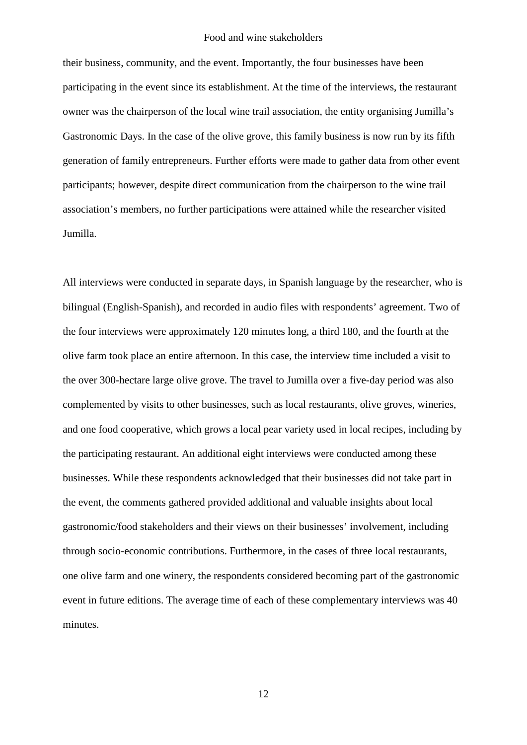their business, community, and the event. Importantly, the four businesses have been participating in the event since its establishment. At the time of the interviews, the restaurant owner was the chairperson of the local wine trail association, the entity organising Jumilla's Gastronomic Days. In the case of the olive grove, this family business is now run by its fifth generation of family entrepreneurs. Further efforts were made to gather data from other event participants; however, despite direct communication from the chairperson to the wine trail association's members, no further participations were attained while the researcher visited Jumilla.

All interviews were conducted in separate days, in Spanish language by the researcher, who is bilingual (English-Spanish), and recorded in audio files with respondents' agreement. Two of the four interviews were approximately 120 minutes long, a third 180, and the fourth at the olive farm took place an entire afternoon. In this case, the interview time included a visit to the over 300-hectare large olive grove. The travel to Jumilla over a five-day period was also complemented by visits to other businesses, such as local restaurants, olive groves, wineries, and one food cooperative, which grows a local pear variety used in local recipes, including by the participating restaurant. An additional eight interviews were conducted among these businesses. While these respondents acknowledged that their businesses did not take part in the event, the comments gathered provided additional and valuable insights about local gastronomic/food stakeholders and their views on their businesses' involvement, including through socio-economic contributions. Furthermore, in the cases of three local restaurants, one olive farm and one winery, the respondents considered becoming part of the gastronomic event in future editions. The average time of each of these complementary interviews was 40 minutes.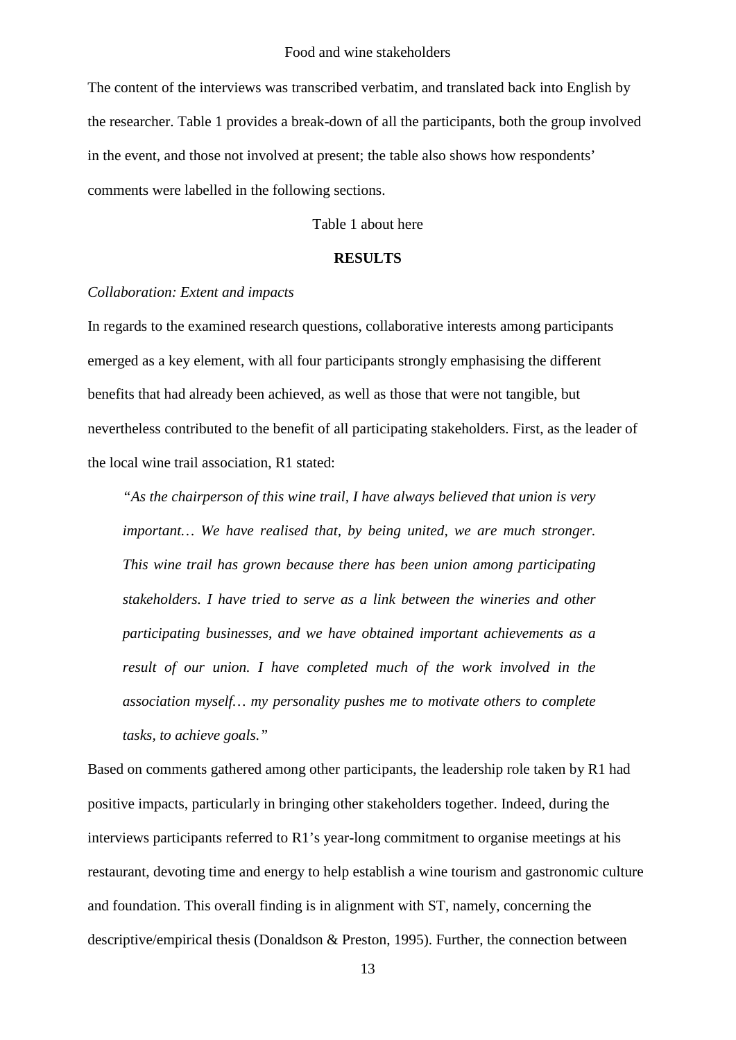The content of the interviews was transcribed verbatim, and translated back into English by the researcher. Table 1 provides a break-down of all the participants, both the group involved in the event, and those not involved at present; the table also shows how respondents' comments were labelled in the following sections.

Table 1 about here

## RESULTS

*Collaboration: Extent and impacts*

In regards to the examined research questions, collaborative interests among participants emerged as a key element, with all four participants strongly emphasising the different benefits that had already been achieved, as well as those that were not tangible, but nevertheless contributed to the benefit of all participating stakeholders. First, as the leader of the local wine trail association, R1 stated:

> *"As the chairperson of this wine trail, I have always believed that union is very important… We have realised that, by being united, we are much stronger. This wine trail has grown because there has been union among participating stakeholders. I have tried to serve as a link between the wineries and other participating businesses, and we have obtained important achievements as a result of our union. I have completed much of the work involved in the association myself… my personality pushes me to motivate others to complete tasks, to achieve goals."*

Based on comments gathered among other participants, the leadership role taken by R1 had positive impacts, particularly in bringing other stakeholders together. Indeed, during the interviews participants referred to R1's year-long commitment to organise meetings at his restaurant, devoting time and energy to help establish a wine tourism and gastronomic culture and foundation. This overall finding is in alignment with ST, namely, concerning the descriptive/empirical thesis (Donaldson & Preston, 1995). Further, the connection between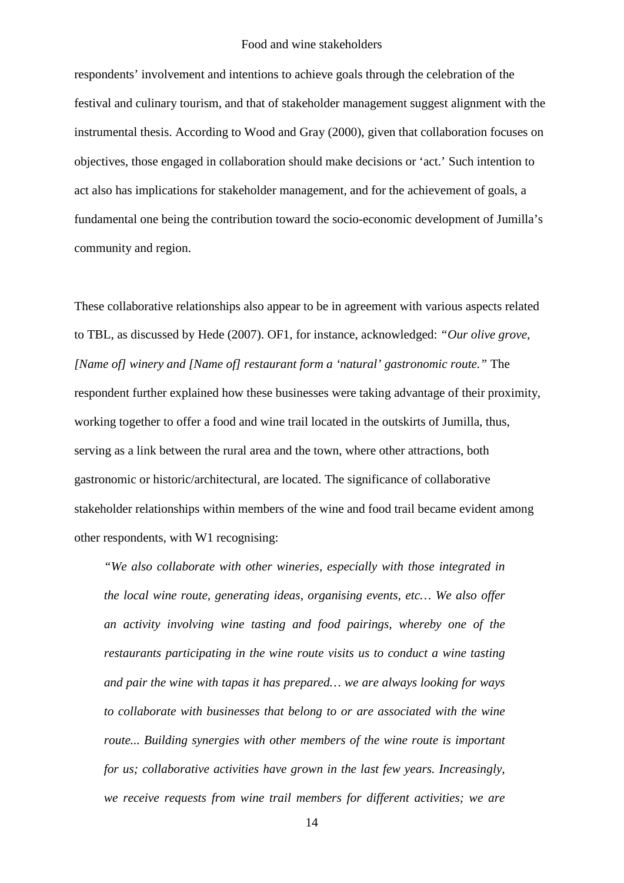respondents' involvement and intentions to achieve goals through the celebration of the festival and culinary tourism, and that of stakeholder management suggest alignment with the instrumental thesis. According to Wood and Gray (2000), given that collaboration focuses on objectives, those engaged in collaboration should make decisions or 'act.' Such intention to act also has implications for stakeholder management, and for the achievement of goals, a fundamental one being the contribution toward the socio-economic development of Jumilla's community and region.

These collaborative relationships also appear to be in agreement with various aspects related to TBL, as discussed by Hede (2007). OF1, for instance, acknowledged: *"Our olive grove, [Name of] winery and [Name of] restaurant form a 'natural' gastronomic route."* The respondent further explained how these businesses were taking advantage of their proximity, working together to offer a food and wine trail located in the outskirts of Jumilla, thus, serving as a link between the rural area and the town, where other attractions, both gastronomic or historic/architectural, are located. The significance of collaborative stakeholder relationships within members of the wine and food trail became evident among other respondents, with W1 recognising:

> *"We also collaborate with other wineries, especially with those integrated in the local wine route, generating ideas, organising events, etc… We also offer an activity involving wine tasting and food pairings, whereby one of the restaurants participating in the wine route visits us to conduct a wine tasting and pair the wine with tapas it has prepared… we are always looking for ways to collaborate with businesses that belong to or are associated with the wine route... Building synergies with other members of the wine route is important for us; collaborative activities have grown in the last few years. Increasingly, we receive requests from wine trail members for different activities; we are*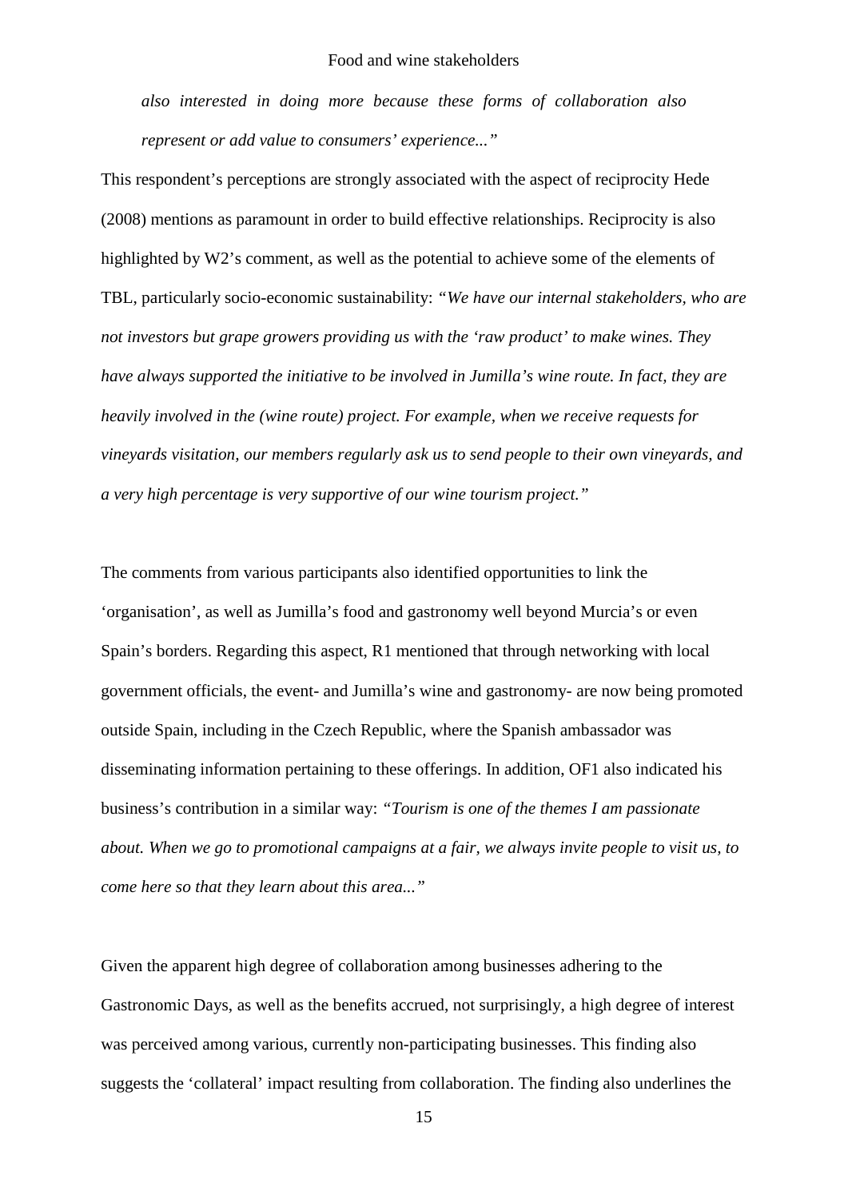*also interested in doing more because these forms of collaboration also represent or add value to consumers' experience..."*

This respondent's perceptions are strongly associated with the aspect of reciprocity Hede (2008) mentions as paramount in order to build effective relationships. Reciprocity is also highlighted by W2's comment, as well as the potential to achieve some of the elements of TBL, particularly socio-economic sustainability: *"We have our internal stakeholders, who are not investors but grape growers providing us with the 'raw product' to make wines. They have always supported the initiative to be involved in Jumilla's wine route. In fact, they are heavily involved in the (wine route) project. For example, when we receive requests for vineyards visitation, our members regularly ask us to send people to their own vineyards, and a very high percentage is very supportive of our wine tourism project."*

The comments from various participants also identified opportunities to link the 'organisation', as well as Jumilla's food and gastronomy well beyond Murcia's or even Spain's borders. Regarding this aspect, R1 mentioned that through networking with local government officials, the event- and Jumilla's wine and gastronomy- are now being promoted outside Spain, including in the Czech Republic, where the Spanish ambassador was disseminating information pertaining to these offerings. In addition, OF1 also indicated his business's contribution in a similar way: *"Tourism is one of the themes I am passionate about. When we go to promotional campaigns at a fair, we always invite people to visit us, to come here so that they learn about this area..."*

Given the apparent high degree of collaboration among businesses adhering to the Gastronomic Days, as well as the benefits accrued, not surprisingly, a high degree of interest was perceived among various, currently non-participating businesses. This finding also suggests the 'collateral' impact resulting from collaboration. The finding also underlines the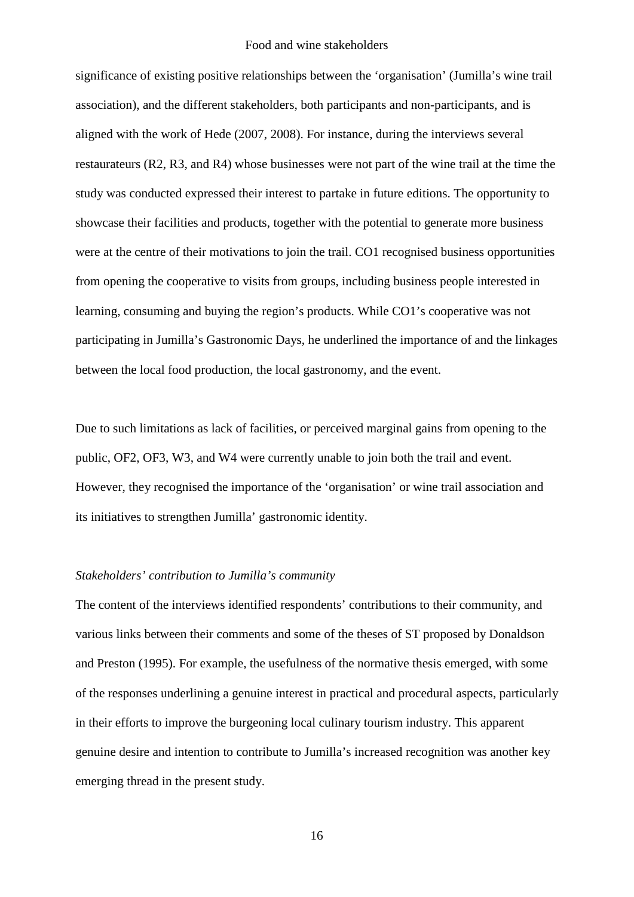significance of existing positive relationships between the 'organisation' (Jumilla's wine trail association), and the different stakeholders, both participants and non-participants, and is aligned with the work of Hede (2007, 2008). For instance, during the interviews several restaurateurs (R2, R3, and R4) whose businesses were not part of the wine trail at the time the study was conducted expressed their interest to partake in future editions. The opportunity to showcase their facilities and products, together with the potential to generate more business were at the centre of their motivations to join the trail. CO1 recognised business opportunities from opening the cooperative to visits from groups, including business people interested in learning, consuming and buying the region's products. While CO1's cooperative was not participating in Jumilla's Gastronomic Days, he underlined the importance of and the linkages between the local food production, the local gastronomy, and the event.

Due to such limitations as lack of facilities, or perceived marginal gains from opening to the public, OF2, OF3, W3, and W4 were currently unable to join both the trail and event. However, they recognised the importance of the 'organisation' or wine trail association and its initiatives to strengthen Jumilla' gastronomic identity.

*Stakeholders' contribution to Jumilla's community*

The content of the interviews identified respondents' contributions to their community, and various links between their comments and some of the theses of ST proposed by Donaldson and Preston (1995). For example, the usefulness of the normative thesis emerged, with some of the responses underlining a genuine interest in practical and procedural aspects, particularly in their efforts to improve the burgeoning local culinary tourism industry. This apparent genuine desire and intention to contribute to Jumilla's increased recognition was another key emerging thread in the present study.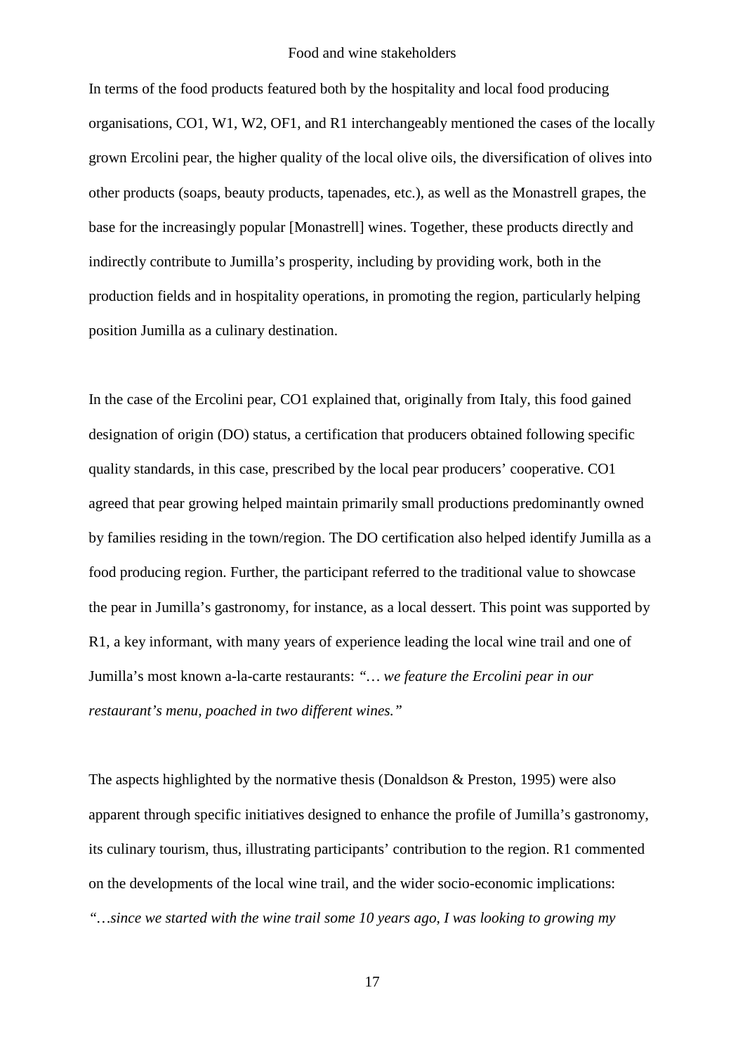In terms of the food products featured both by the hospitality and local food producing organisations, CO1, W1, W2, OF1, and R1 interchangeably mentioned the cases of the locally grown Ercolini pear, the higher quality of the local olive oils, the diversification of olives into other products (soaps, beauty products, tapenades, etc.), as well as the Monastrell grapes, the base for the increasingly popular [Monastrell] wines. Together, these products directly and indirectly contribute to Jumilla's prosperity, including by providing work, both in the production fields and in hospitality operations, in promoting the region, particularly helping position Jumilla as a culinary destination.

In the case of the Ercolini pear, CO1 explained that, originally from Italy, this food gained designation of origin (DO) status, a certification that producers obtained following specific quality standards, in this case, prescribed by the local pear producers' cooperative. CO1 agreed that pear growing helped maintain primarily small productions predominantly owned by families residing in the town/region. The DO certification also helped identify Jumilla as a food producing region. Further, the participant referred to the traditional value to showcase the pear in Jumilla's gastronomy, for instance, as a local dessert. This point was supported by R1, a key informant, with many years of experience leading the local wine trail and one of Jumilla's most known a-la-carte restaurants: *"… we feature the Ercolini pear in our restaurant's menu, poached in two different wines."*

The aspects highlighted by the normative thesis (Donaldson & Preston, 1995) were also apparent through specific initiatives designed to enhance the profile of Jumilla's gastronomy, its culinary tourism, thus, illustrating participants' contribution to the region. R1 commented on the developments of the local wine trail, and the wider socio-economic implications: *"…since we started with the wine trail some 10 years ago, I was looking to growing my*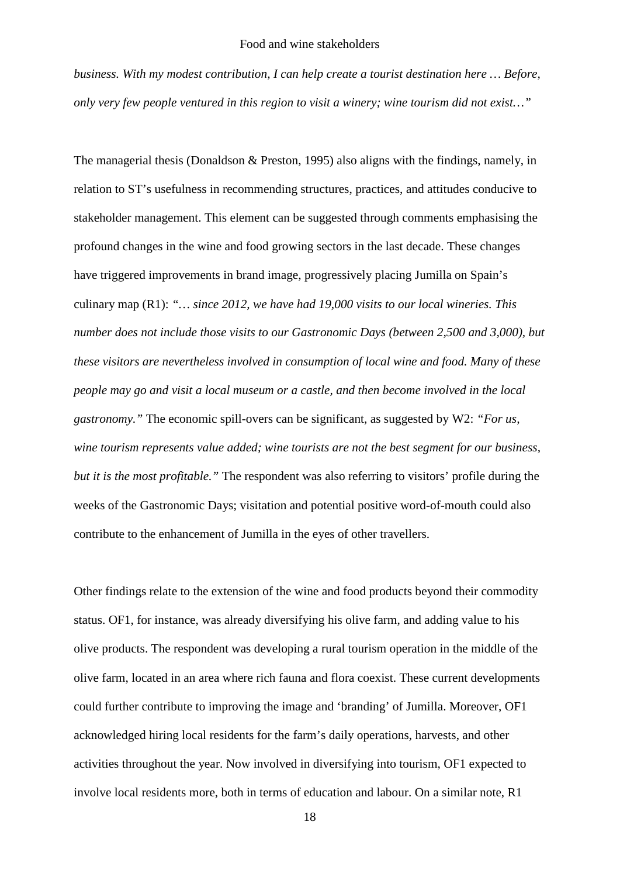*business. With my modest contribution, I can help create a tourist destination here … Before, only very few people ventured in this region to visit a winery; wine tourism did not exist…"*

The managerial thesis (Donaldson & Preston, 1995) also aligns with the findings, namely, in relation to ST's usefulness in recommending structures, practices, and attitudes conducive to stakeholder management. This element can be suggested through comments emphasising the profound changes in the wine and food growing sectors in the last decade. These changes have triggered improvements in brand image, progressively placing Jumilla on Spain's culinary map (R1): *"… since 2012, we have had 19,000 visits to our local wineries. This number does not include those visits to our Gastronomic Days (between 2,500 and 3,000), but these visitors are nevertheless involved in consumption of local wine and food. Many of these people may go and visit a local museum or a castle, and then become involved in the local gastronomy."* The economic spill-overs can be significant, as suggested by W2: *"For us, wine tourism represents value added; wine tourists are not the best segment for our business, but it is the most profitable."* The respondent was also referring to visitors' profile during the weeks of the Gastronomic Days; visitation and potential positive word-of-mouth could also contribute to the enhancement of Jumilla in the eyes of other travellers.

Other findings relate to the extension of the wine and food products beyond their commodity status. OF1, for instance, was already diversifying his olive farm, and adding value to his olive products. The respondent was developing a rural tourism operation in the middle of the olive farm, located in an area where rich fauna and flora coexist. These current developments could further contribute to improving the image and 'branding' of Jumilla. Moreover, OF1 acknowledged hiring local residents for the farm's daily operations, harvests, and other activities throughout the year. Now involved in diversifying into tourism, OF1 expected to involve local residents more, both in terms of education and labour. On a similar note, R1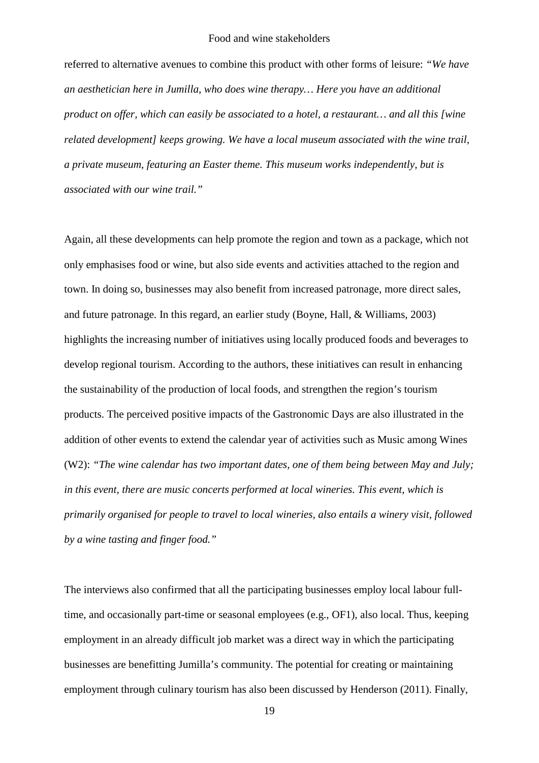referred to alternative avenues to combine this product with other forms of leisure: *"We have an aesthetician here in Jumilla, who does wine therapy… Here you have an additional product on offer, which can easily be associated to a hotel, a restaurant… and all this [wine related development] keeps growing. We have a local museum associated with the wine trail, a private museum, featuring an Easter theme. This museum works independently, but is associated with our wine trail."*

Again, all these developments can help promote the region and town as a package, which not only emphasises food or wine, but also side events and activities attached to the region and town. In doing so, businesses may also benefit from increased patronage, more direct sales, and future patronage. In this regard, an earlier study (Boyne, Hall, & Williams, 2003) highlights the increasing number of initiatives using locally produced foods and beverages to develop regional tourism. According to the authors, these initiatives can result in enhancing the sustainability of the production of local foods, and strengthen the region's tourism products. The perceived positive impacts of the Gastronomic Days are also illustrated in the addition of other events to extend the calendar year of activities such as Music among Wines (W2): *"The wine calendar has two important dates, one of them being between May and July; in this event, there are music concerts performed at local wineries. This event, which is primarily organised for people to travel to local wineries, also entails a winery visit, followed by a wine tasting and finger food."*

The interviews also confirmed that all the participating businesses employ local labour full-time, and occasionally part-time or seasonal employees (e.g., OF1), also local. Thus, keeping employment in an already difficult job market was a direct way in which the participating businesses are benefitting Jumilla's community. The potential for creating or maintaining employment through culinary tourism has also been discussed by Henderson (2011). Finally,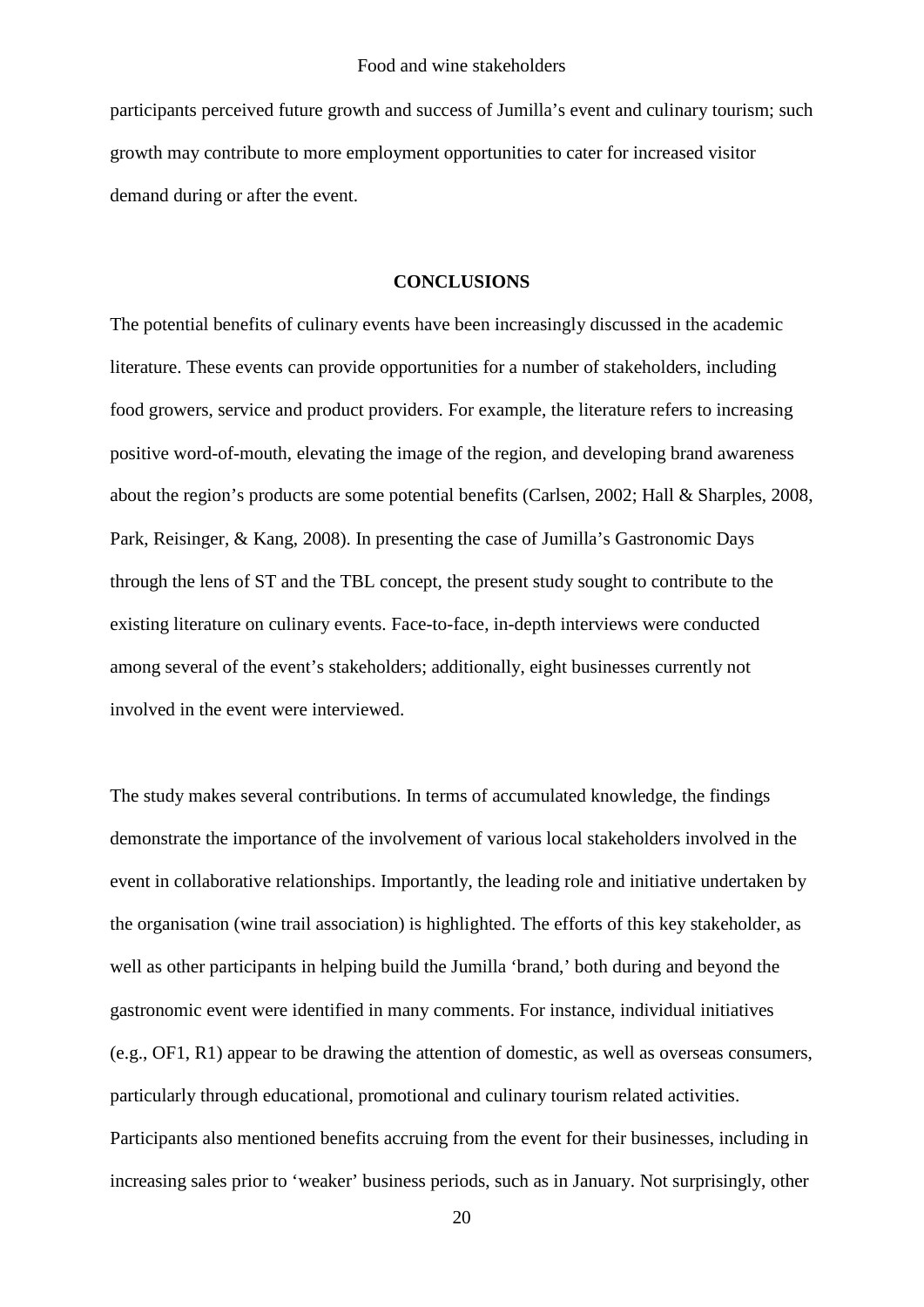participants perceived future growth and success of Jumilla's event and culinary tourism; such growth may contribute to more employment opportunities to cater for increased visitor demand during or after the event.

## CONCLUSIONS

The potential benefits of culinary events have been increasingly discussed in the academic literature. These events can provide opportunities for a number of stakeholders, including food growers, service and product providers. For example, the literature refers to increasing positive word-of-mouth, elevating the image of the region, and developing brand awareness about the region's products are some potential benefits (Carlsen, 2002; Hall & Sharples, 2008, Park, Reisinger, & Kang, 2008). In presenting the case of Jumilla's Gastronomic Days through the lens of ST and the TBL concept, the present study sought to contribute to the existing literature on culinary events. Face-to-face, in-depth interviews were conducted among several of the event's stakeholders; additionally, eight businesses currently not involved in the event were interviewed.

The study makes several contributions. In terms of accumulated knowledge, the findings demonstrate the importance of the involvement of various local stakeholders involved in the event in collaborative relationships. Importantly, the leading role and initiative undertaken by the organisation (wine trail association) is highlighted. The efforts of this key stakeholder, as well as other participants in helping build the Jumilla 'brand,' both during and beyond the gastronomic event were identified in many comments. For instance, individual initiatives (e.g., OF1, R1) appear to be drawing the attention of domestic, as well as overseas consumers, particularly through educational, promotional and culinary tourism related activities. Participants also mentioned benefits accruing from the event for their businesses, including in increasing sales prior to 'weaker' business periods, such as in January. Not surprisingly, other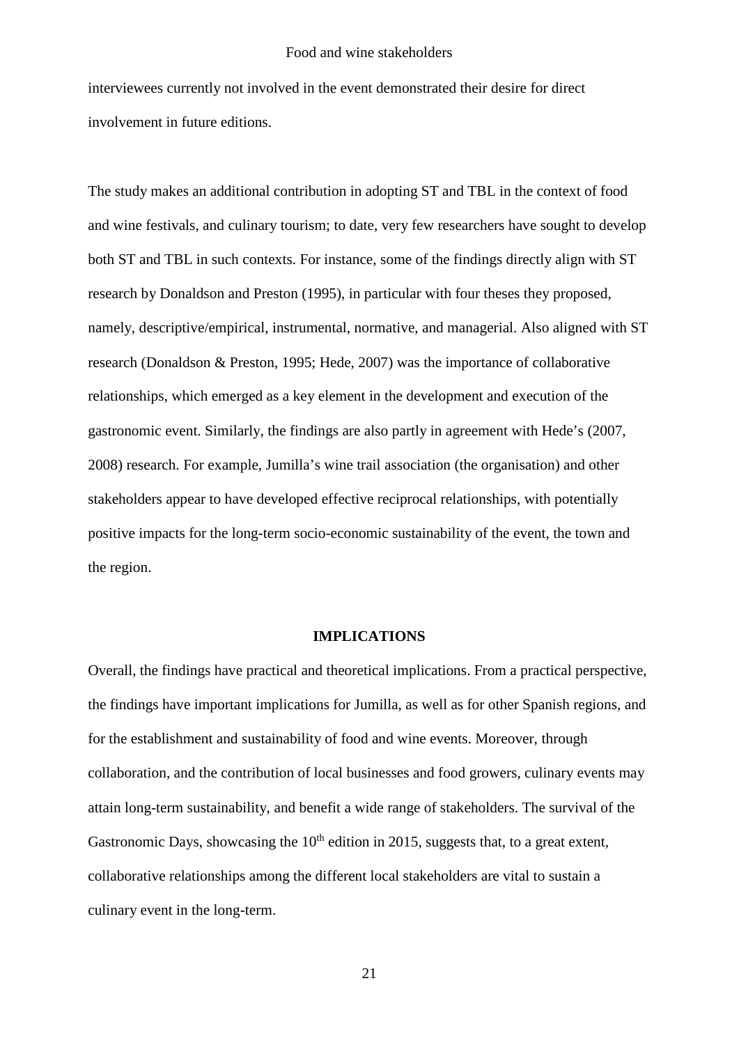interviewees currently not involved in the event demonstrated their desire for direct involvement in future editions.

The study makes an additional contribution in adopting ST and TBL in the context of food and wine festivals, and culinary tourism; to date, very few researchers have sought to develop both ST and TBL in such contexts. For instance, some of the findings directly align with ST research by Donaldson and Preston (1995), in particular with four theses they proposed, namely, descriptive/empirical, instrumental, normative, and managerial. Also aligned with ST research (Donaldson & Preston, 1995; Hede, 2007) was the importance of collaborative relationships, which emerged as a key element in the development and execution of the gastronomic event. Similarly, the findings are also partly in agreement with Hede's (2007, 2008) research. For example, Jumilla's wine trail association (the organisation) and other stakeholders appear to have developed effective reciprocal relationships, with potentially positive impacts for the long-term socio-economic sustainability of the event, the town and the region.

## IMPLICATIONS

Overall, the findings have practical and theoretical implications. From a practical perspective, the findings have important implications for Jumilla, as well as for other Spanish regions, and for the establishment and sustainability of food and wine events. Moreover, through collaboration, and the contribution of local businesses and food growers, culinary events may attain long-term sustainability, and benefit a wide range of stakeholders. The survival of the Gastronomic Days, showcasing the 10th edition in 2015, suggests that, to a great extent, collaborative relationships among the different local stakeholders are vital to sustain a culinary event in the long-term.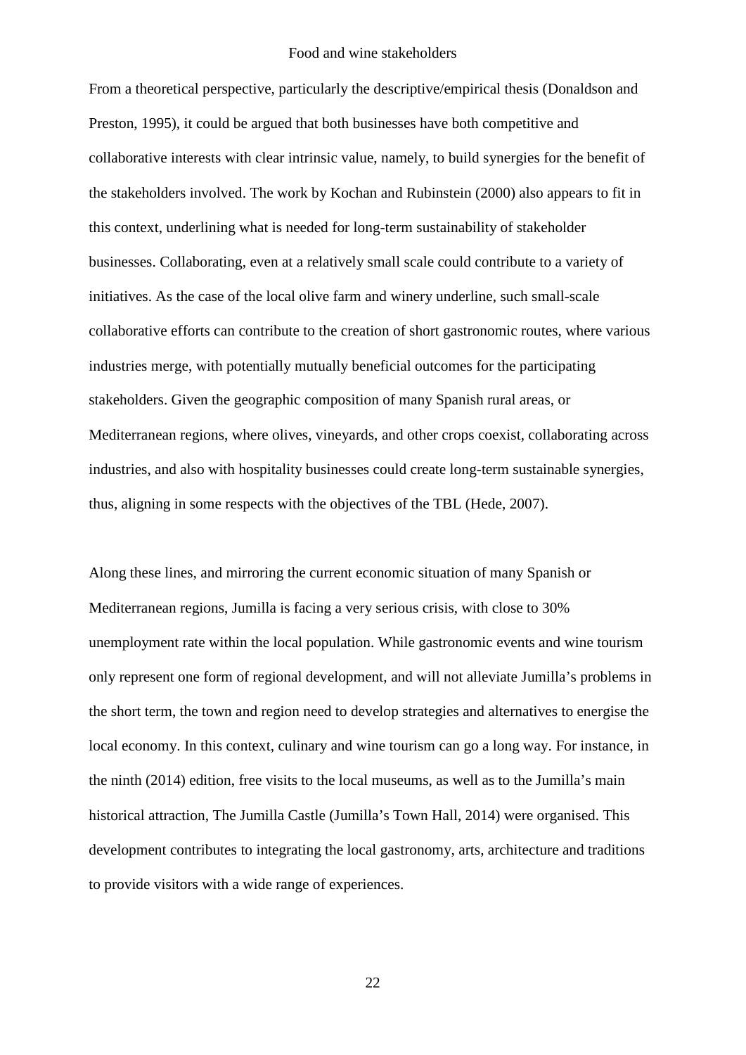From a theoretical perspective, particularly the descriptive/empirical thesis (Donaldson and Preston, 1995), it could be argued that both businesses have both competitive and collaborative interests with clear intrinsic value, namely, to build synergies for the benefit of the stakeholders involved. The work by Kochan and Rubinstein (2000) also appears to fit in this context, underlining what is needed for long-term sustainability of stakeholder businesses. Collaborating, even at a relatively small scale could contribute to a variety of initiatives. As the case of the local olive farm and winery underline, such small-scale collaborative efforts can contribute to the creation of short gastronomic routes, where various industries merge, with potentially mutually beneficial outcomes for the participating stakeholders. Given the geographic composition of many Spanish rural areas, or Mediterranean regions, where olives, vineyards, and other crops coexist, collaborating across industries, and also with hospitality businesses could create long-term sustainable synergies, thus, aligning in some respects with the objectives of the TBL (Hede, 2007).

Along these lines, and mirroring the current economic situation of many Spanish or Mediterranean regions, Jumilla is facing a very serious crisis, with close to 30% unemployment rate within the local population. While gastronomic events and wine tourism only represent one form of regional development, and will not alleviate Jumilla's problems in the short term, the town and region need to develop strategies and alternatives to energise the local economy. In this context, culinary and wine tourism can go a long way. For instance, in the ninth (2014) edition, free visits to the local museums, as well as to the Jumilla's main historical attraction, The Jumilla Castle (Jumilla's Town Hall, 2014) were organised. This development contributes to integrating the local gastronomy, arts, architecture and traditions to provide visitors with a wide range of experiences.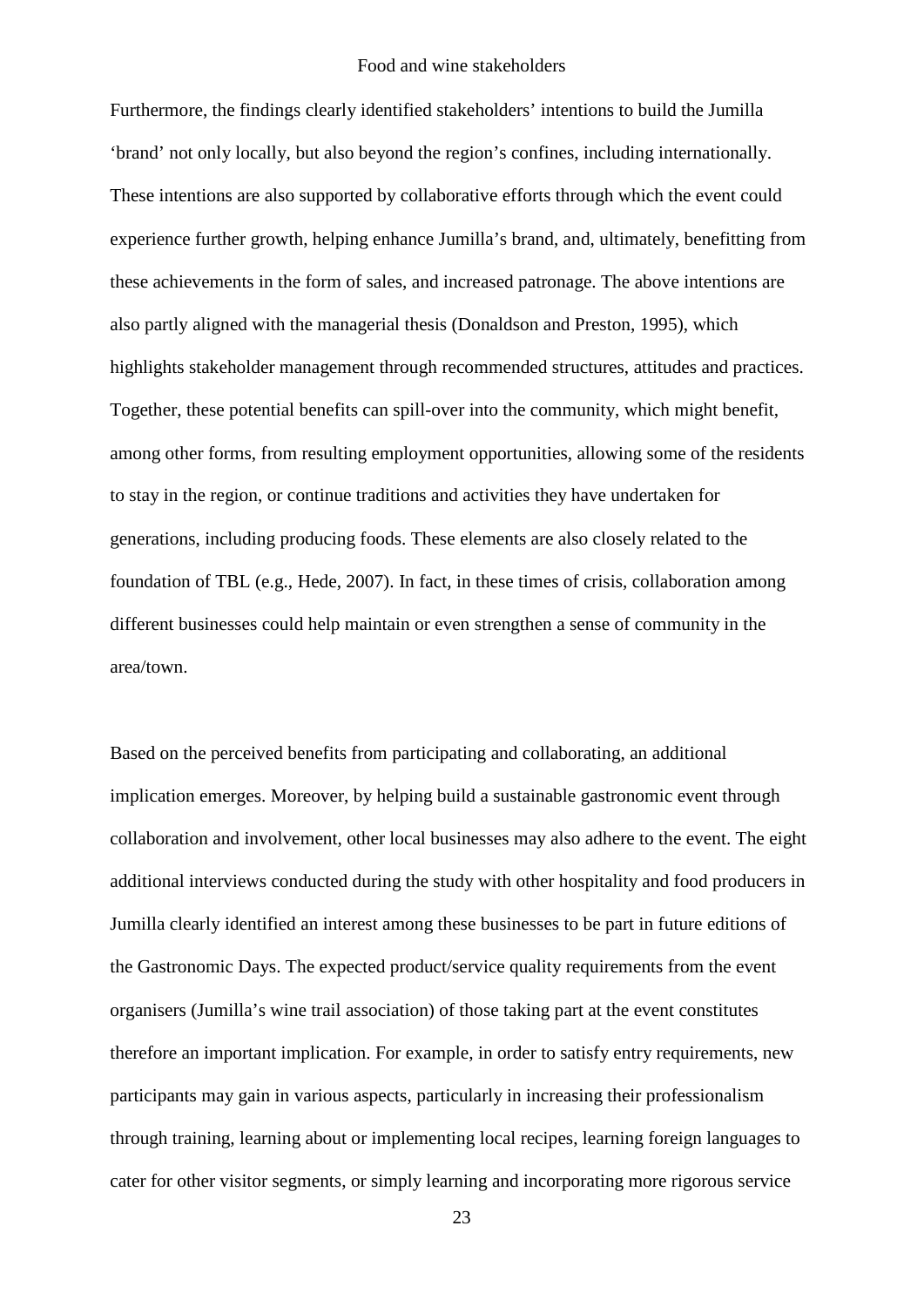Furthermore, the findings clearly identified stakeholders' intentions to build the Jumilla 'brand' not only locally, but also beyond the region's confines, including internationally. These intentions are also supported by collaborative efforts through which the event could experience further growth, helping enhance Jumilla's brand, and, ultimately, benefitting from these achievements in the form of sales, and increased patronage. The above intentions are also partly aligned with the managerial thesis (Donaldson and Preston, 1995), which highlights stakeholder management through recommended structures, attitudes and practices. Together, these potential benefits can spill-over into the community, which might benefit, among other forms, from resulting employment opportunities, allowing some of the residents to stay in the region, or continue traditions and activities they have undertaken for generations, including producing foods. These elements are also closely related to the foundation of TBL (e.g., Hede, 2007). In fact, in these times of crisis, collaboration among different businesses could help maintain or even strengthen a sense of community in the area/town.

Based on the perceived benefits from participating and collaborating, an additional implication emerges. Moreover, by helping build a sustainable gastronomic event through collaboration and involvement, other local businesses may also adhere to the event. The eight additional interviews conducted during the study with other hospitality and food producers in Jumilla clearly identified an interest among these businesses to be part in future editions of the Gastronomic Days. The expected product/service quality requirements from the event organisers (Jumilla's wine trail association) of those taking part at the event constitutes therefore an important implication. For example, in order to satisfy entry requirements, new participants may gain in various aspects, particularly in increasing their professionalism through training, learning about or implementing local recipes, learning foreign languages to cater for other visitor segments, or simply learning and incorporating more rigorous service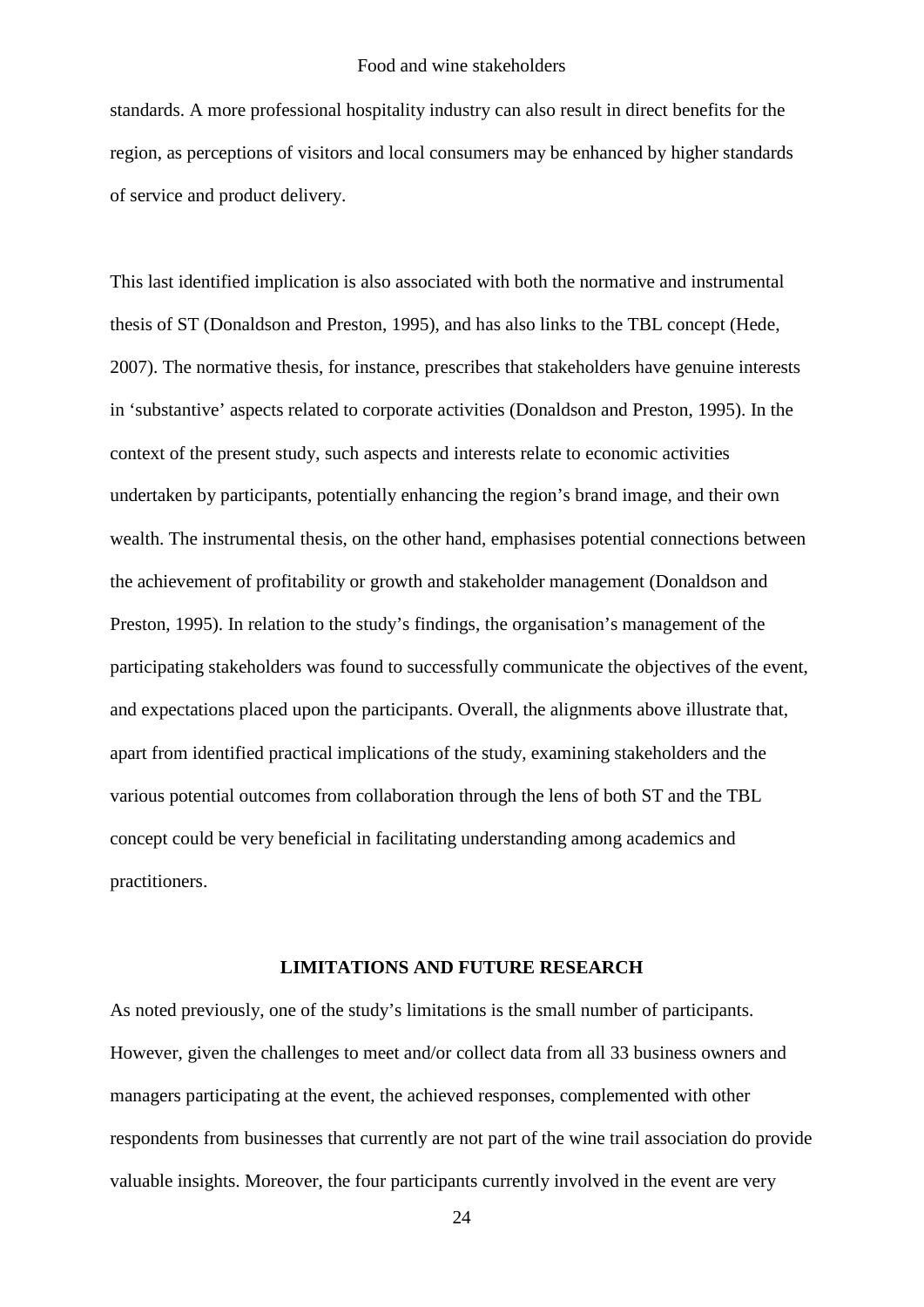standards. A more professional hospitality industry can also result in direct benefits for the region, as perceptions of visitors and local consumers may be enhanced by higher standards of service and product delivery.

This last identified implication is also associated with both the normative and instrumental thesis of ST (Donaldson and Preston, 1995), and has also links to the TBL concept (Hede, 2007). The normative thesis, for instance, prescribes that stakeholders have genuine interests in 'substantive' aspects related to corporate activities (Donaldson and Preston, 1995). In the context of the present study, such aspects and interests relate to economic activities undertaken by participants, potentially enhancing the region's brand image, and their own wealth. The instrumental thesis, on the other hand, emphasises potential connections between the achievement of profitability or growth and stakeholder management (Donaldson and Preston, 1995). In relation to the study's findings, the organisation's management of the participating stakeholders was found to successfully communicate the objectives of the event, and expectations placed upon the participants. Overall, the alignments above illustrate that, apart from identified practical implications of the study, examining stakeholders and the various potential outcomes from collaboration through the lens of both ST and the TBL concept could be very beneficial in facilitating understanding among academics and practitioners.

## LIMITATIONS AND FUTURE RESEARCH

As noted previously, one of the study's limitations is the small number of participants. However, given the challenges to meet and/or collect data from all 33 business owners and managers participating at the event, the achieved responses, complemented with other respondents from businesses that currently are not part of the wine trail association do provide valuable insights. Moreover, the four participants currently involved in the event are very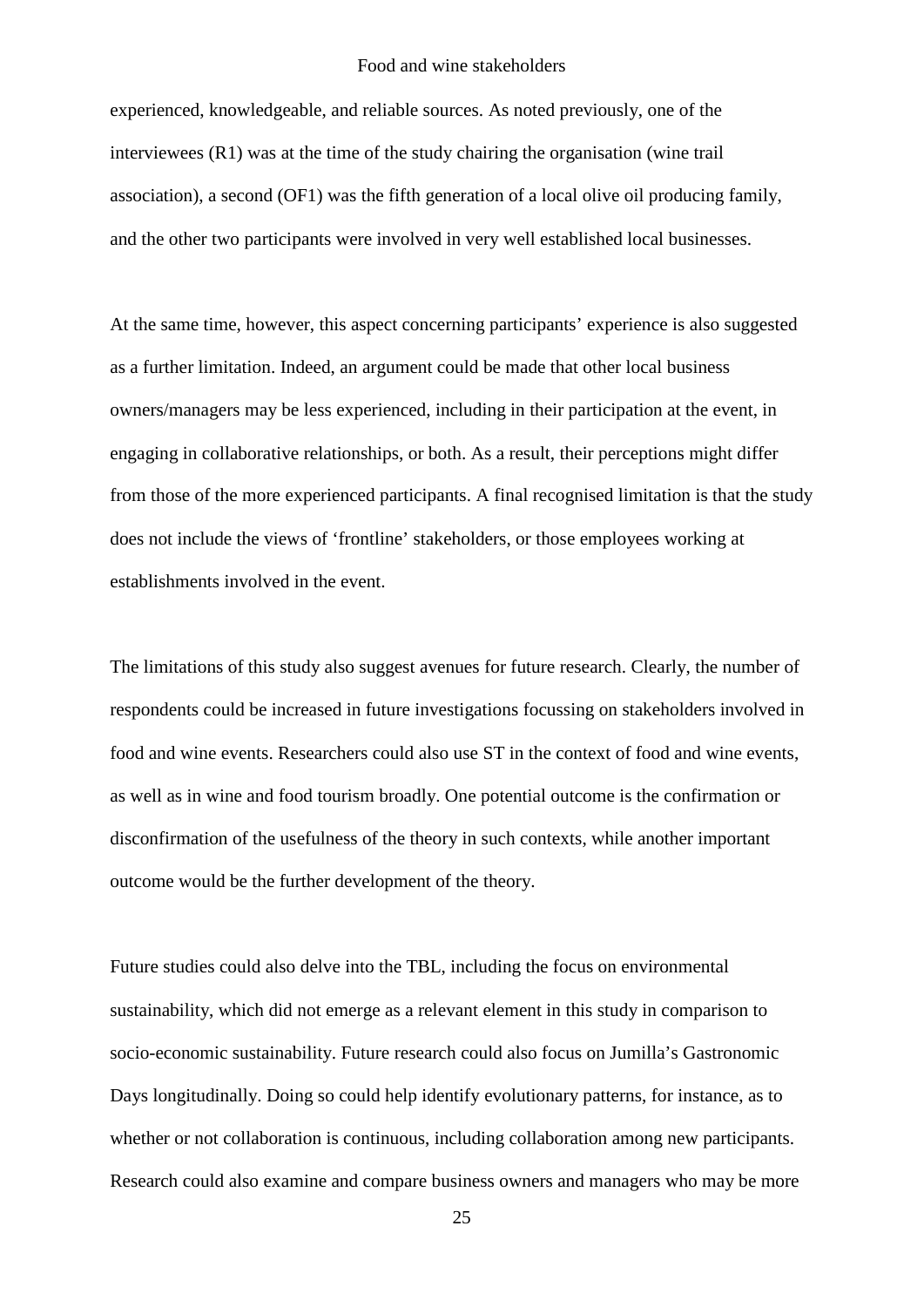experienced, knowledgeable, and reliable sources. As noted previously, one of the interviewees (R1) was at the time of the study chairing the organisation (wine trail association), a second (OF1) was the fifth generation of a local olive oil producing family, and the other two participants were involved in very well established local businesses.

At the same time, however, this aspect concerning participants' experience is also suggested as a further limitation. Indeed, an argument could be made that other local business owners/managers may be less experienced, including in their participation at the event, in engaging in collaborative relationships, or both. As a result, their perceptions might differ from those of the more experienced participants. A final recognised limitation is that the study does not include the views of 'frontline' stakeholders, or those employees working at establishments involved in the event.

The limitations of this study also suggest avenues for future research. Clearly, the number of respondents could be increased in future investigations focussing on stakeholders involved in food and wine events. Researchers could also use ST in the context of food and wine events, as well as in wine and food tourism broadly. One potential outcome is the confirmation or disconfirmation of the usefulness of the theory in such contexts, while another important outcome would be the further development of the theory.

Future studies could also delve into the TBL, including the focus on environmental sustainability, which did not emerge as a relevant element in this study in comparison to socio-economic sustainability. Future research could also focus on Jumilla's Gastronomic Days longitudinally. Doing so could help identify evolutionary patterns, for instance, as to whether or not collaboration is continuous, including collaboration among new participants. Research could also examine and compare business owners and managers who may be more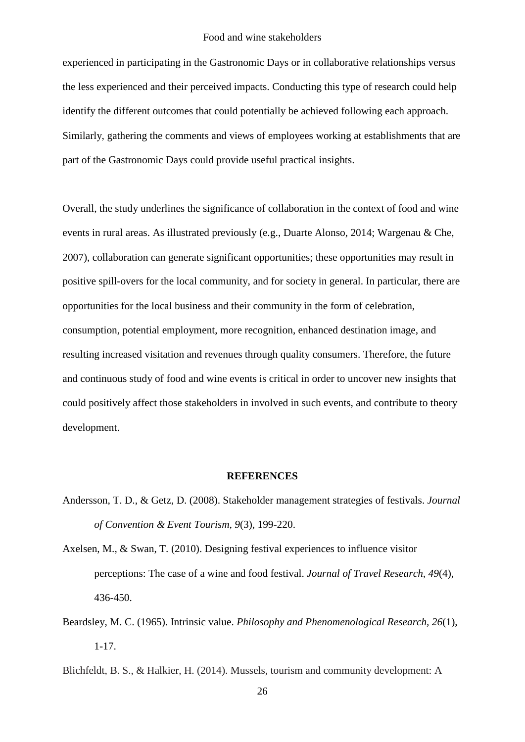experienced in participating in the Gastronomic Days or in collaborative relationships versus the less experienced and their perceived impacts. Conducting this type of research could help identify the different outcomes that could potentially be achieved following each approach. Similarly, gathering the comments and views of employees working at establishments that are part of the Gastronomic Days could provide useful practical insights.

Overall, the study underlines the significance of collaboration in the context of food and wine events in rural areas. As illustrated previously (e.g., Duarte Alonso, 2014; Wargenau & Che, 2007), collaboration can generate significant opportunities; these opportunities may result in positive spill-overs for the local community, and for society in general. In particular, there are opportunities for the local business and their community in the form of celebration, consumption, potential employment, more recognition, enhanced destination image, and resulting increased visitation and revenues through quality consumers. Therefore, the future and continuous study of food and wine events is critical in order to uncover new insights that could positively affect those stakeholders in involved in such events, and contribute to theory development.

## REFERENCES

Andersson, T. D., & Getz, D. (2008). Stakeholder management strategies of festivals. *Journal of Convention & Event Tourism, 9*(3), 199-220.

Axelsen, M., & Swan, T. (2010). Designing festival experiences to influence visitor perceptions: The case of a wine and food festival. *Journal of Travel Research, 49*(4), 436-450.

Beardsley, M. C. (1965). Intrinsic value. *Philosophy and Phenomenological Research, 26*(1), 1-17.

Blichfeldt, B. S., & Halkier, H. (2014). Mussels, tourism and community development: A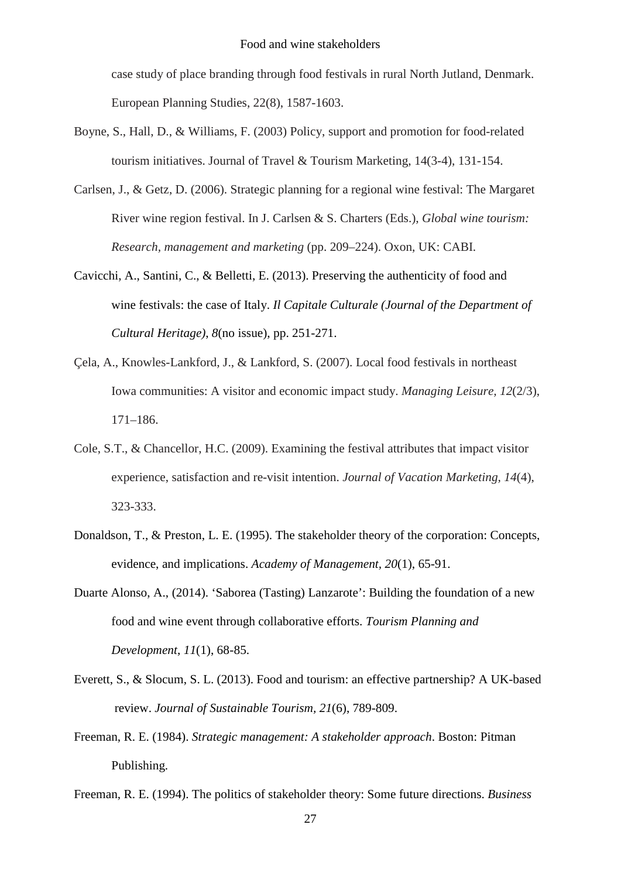case study of place branding through food festivals in rural North Jutland, Denmark. European Planning Studies, 22(8), 1587-1603.

Boyne, S., Hall, D., & Williams, F. (2003) Policy, support and promotion for food-related tourism initiatives. Journal of Travel & Tourism Marketing, 14(3-4), 131-154.

Carlsen, J., & Getz, D. (2006). Strategic planning for a regional wine festival: The Margaret River wine region festival. In J. Carlsen & S. Charters (Eds.), *Global wine tourism: Research, management and marketing* (pp. 209–224). Oxon, UK: CABI.

Cavicchi, A., Santini, C., & Belletti, E. (2013). Preserving the authenticity of food and wine festivals: the case of Italy. *Il Capitale Culturale (Journal of the Department of Cultural Heritage)*, *8*(no issue), pp. 251-271.

Çela, A., Knowles-Lankford, J., & Lankford, S. (2007). Local food festivals in northeast Iowa communities: A visitor and economic impact study. *Managing Leisure, 12*(2/3), 171–186.

Cole, S.T., & Chancellor, H.C. (2009). Examining the festival attributes that impact visitor experience, satisfaction and re-visit intention. *Journal of Vacation Marketing, 14*(4), 323-333.

Donaldson, T., & Preston, L. E. (1995). The stakeholder theory of the corporation: Concepts, evidence, and implications. *Academy of Management, 20*(1), 65-91.

Duarte Alonso, A., (2014). 'Saborea (Tasting) Lanzarote': Building the foundation of a new food and wine event through collaborative efforts. *Tourism Planning and Development*, *11*(1), 68-85.

Everett, S., & Slocum, S. L. (2013). Food and tourism: an effective partnership? A UK-based review. *Journal of Sustainable Tourism, 21*(6), 789-809.

Freeman, R. E. (1984). *Strategic management: A stakeholder approach*. Boston: Pitman Publishing.

Freeman, R. E. (1994). The politics of stakeholder theory: Some future directions. *Business*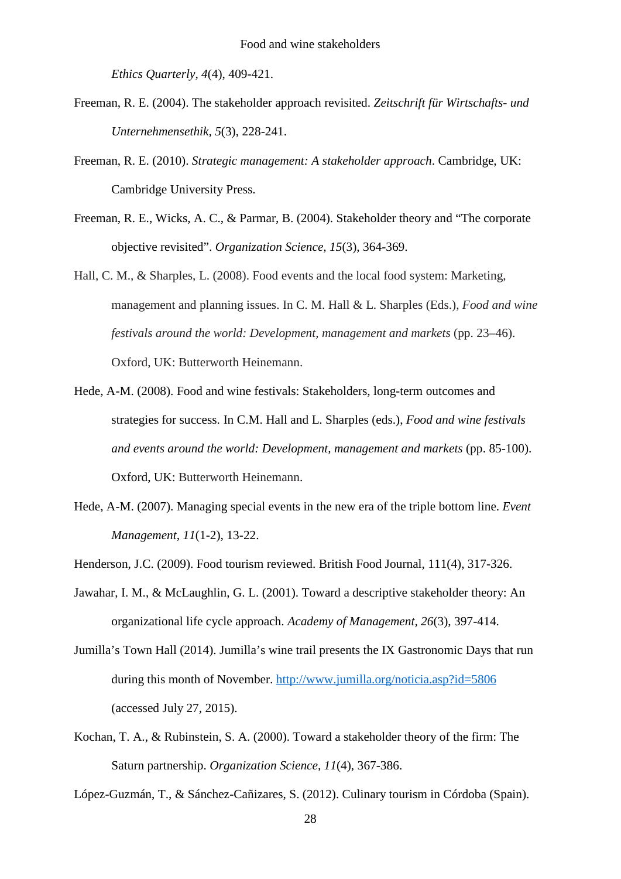*Ethics Quarterly, 4*(4), 409-421.

Freeman, R. E. (2004). The stakeholder approach revisited. *Zeitschrift für Wirtschafts- und Unternehmensethik, 5*(3), 228-241.

Freeman, R. E. (2010). *Strategic management: A stakeholder approach*. Cambridge, UK: Cambridge University Press.

Freeman, R. E., Wicks, A. C., & Parmar, B. (2004). Stakeholder theory and "The corporate objective revisited". *Organization Science, 15*(3), 364-369.

Hall, C. M., & Sharples, L. (2008). Food events and the local food system: Marketing, management and planning issues. In C. M. Hall & L. Sharples (Eds.), *Food and wine festivals around the world: Development, management and markets* (pp. 23–46). Oxford, UK: Butterworth Heinemann.

Hede, A-M. (2008). Food and wine festivals: Stakeholders, long-term outcomes and strategies for success. In C.M. Hall and L. Sharples (eds.), *Food and wine festivals and events around the world: Development, management and markets* (pp. 85-100). Oxford, UK: Butterworth Heinemann.

Hede, A-M. (2007). Managing special events in the new era of the triple bottom line. *Event Management, 11*(1-2), 13-22.

Henderson, J.C. (2009). Food tourism reviewed. British Food Journal, 111(4), 317-326.

Jawahar, I. M., & McLaughlin, G. L. (2001). Toward a descriptive stakeholder theory: An organizational life cycle approach. *Academy of Management, 26*(3), 397-414.

Jumilla's Town Hall (2014). Jumilla's wine trail presents the IX Gastronomic Days that run during this month of November. http://www.jumilla.org/noticia.asp?id=5806 (accessed July 27, 2015).

Kochan, T. A., & Rubinstein, S. A. (2000). Toward a stakeholder theory of the firm: The Saturn partnership. *Organization Science, 11*(4), 367-386.

López-Guzmán, T., & Sánchez-Cañizares, S. (2012). Culinary tourism in Córdoba (Spain).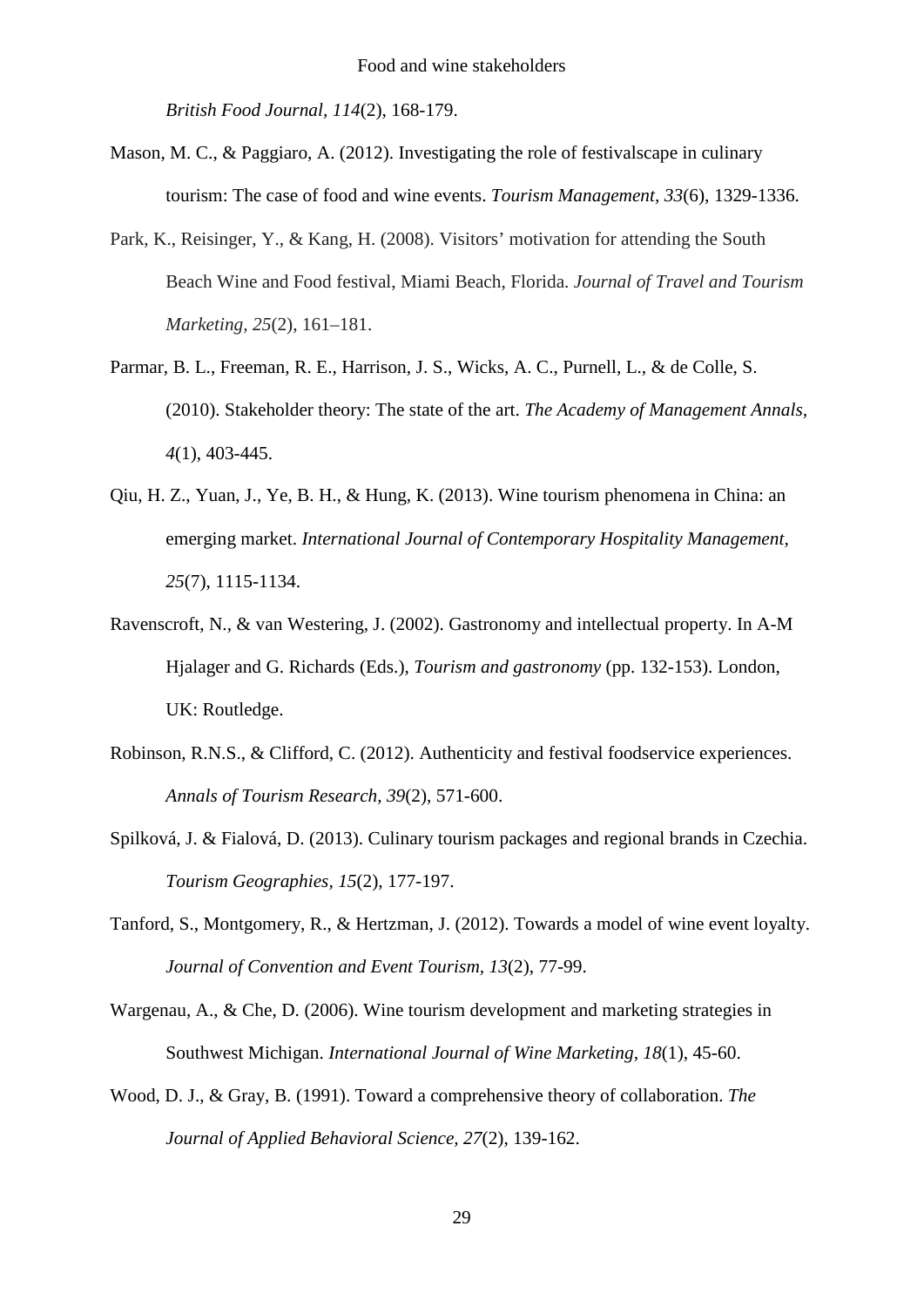*British Food Journal, 114*(2), 168-179.

Mason, M. C., & Paggiaro, A. (2012). Investigating the role of festivalscape in culinary tourism: The case of food and wine events. *Tourism Management, 33*(6), 1329-1336.

Park, K., Reisinger, Y., & Kang, H. (2008). Visitors' motivation for attending the South Beach Wine and Food festival, Miami Beach, Florida. *Journal of Travel and Tourism Marketing, 25*(2), 161–181.

Parmar, B. L., Freeman, R. E., Harrison, J. S., Wicks, A. C., Purnell, L., & de Colle, S. (2010). Stakeholder theory: The state of the art. *The Academy of Management Annals, 4*(1), 403-445.

Qiu, H. Z., Yuan, J., Ye, B. H., & Hung, K. (2013). Wine tourism phenomena in China: an emerging market. *International Journal of Contemporary Hospitality Management, 25*(7), 1115-1134.

Ravenscroft, N., & van Westering, J. (2002). Gastronomy and intellectual property. In A-M Hjalager and G. Richards (Eds.), *Tourism and gastronomy* (pp. 132-153). London, UK: Routledge.

Robinson, R.N.S., & Clifford, C. (2012). Authenticity and festival foodservice experiences. *Annals of Tourism Research, 39*(2), 571-600.

Spilková, J. & Fialová, D. (2013). Culinary tourism packages and regional brands in Czechia. *Tourism Geographies, 15*(2), 177-197.

Tanford, S., Montgomery, R., & Hertzman, J. (2012). Towards a model of wine event loyalty. *Journal of Convention and Event Tourism, 13*(2), 77-99.

Wargenau, A., & Che, D. (2006). Wine tourism development and marketing strategies in Southwest Michigan. *International Journal of Wine Marketing, 18*(1), 45-60.

Wood, D. J., & Gray, B. (1991). Toward a comprehensive theory of collaboration. *The Journal of Applied Behavioral Science, 27*(2), 139-162.